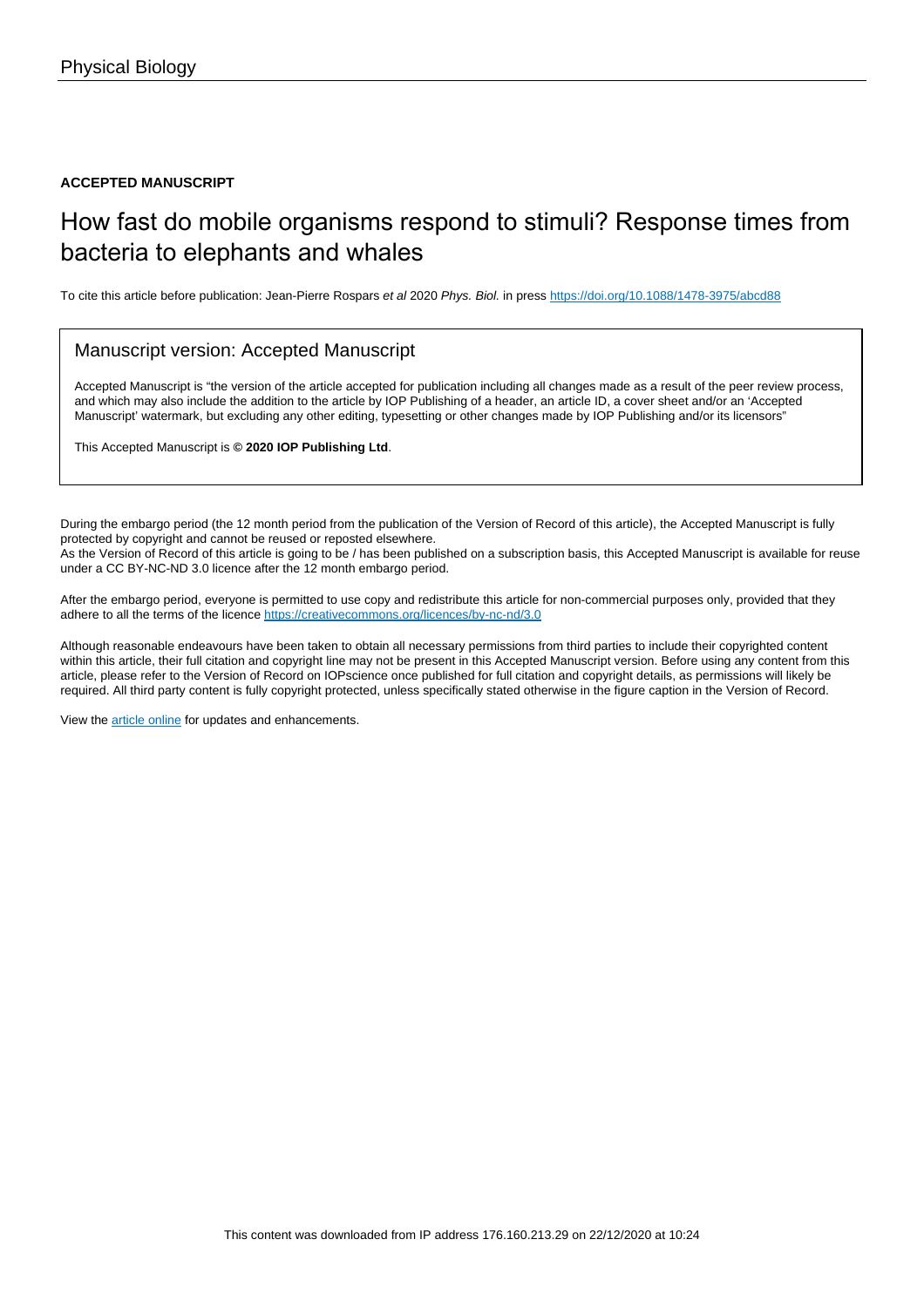**ACCEPTED MANUSCRIPT**

# How fast do mobile organisms respond to stimuli? Response times from bacteria to elephants and whales

To cite this article before publication: Jean-Pierre Rospars *et al* 2020 *Phys. Biol.* in press https://doi.org/10.1088/1478-3975/abcd88

## Manuscript version: Accepted Manuscript

Accepted Manuscript is "the version of the article accepted for publication including all changes made as a result of the peer review process, and which may also include the addition to the article by IOP Publishing of a header, an article ID, a cover sheet and/or an 'Accepted Manuscript' watermark, but excluding any other editing, typesetting or other changes made by IOP Publishing and/or its licensors"

This Accepted Manuscript is **© 2020 IOP Publishing Ltd**.

During the embargo period (the 12 month period from the publication of the Version of Record of this article), the Accepted Manuscript is fully protected by copyright and cannot be reused or reposted elsewhere.

As the Version of Record of this article is going to be / has been published on a subscription basis, this Accepted Manuscript is available for reuse under a CC BY-NC-ND 3.0 licence after the 12 month embargo period.

After the embargo period, everyone is permitted to use copy and redistribute this article for non-commercial purposes only, provided that they adhere to all the terms of the licence https://creativecommons.org/licences/by-nc-nd/3.0

Although reasonable endeavours have been taken to obtain all necessary permissions from third parties to include their copyrighted content within this article, their full citation and copyright line may not be present in this Accepted Manuscript version. Before using any content from this article, please refer to the Version of Record on IOPscience once published for full citation and copyright details, as permissions will likely be required. All third party content is fully copyright protected, unless specifically stated otherwise in the figure caption in the Version of Record.

View the article online for updates and enhancements.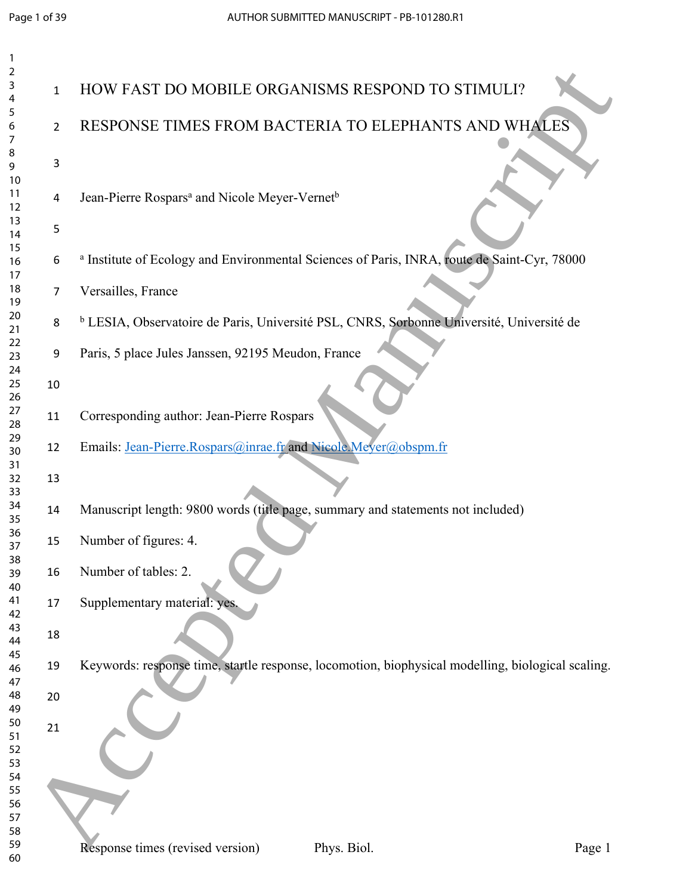# HOW FAST DO MOBILE ORGANISMS RESPOND TO STIMULI?

# RESPONSE TIMES FROM BACTERIA TO ELEPHANTS AND WHALES

Jean-Pierre Rospars[a] and Nicole Meyer-Vernet[b]

[a] Institute of Ecology and Environmental Sciences of Paris, INRA, route de Saint-Cyr, 78000 Versailles, France

[b] LESIA, Observatoire de Paris, Université PSL, CNRS, Sorbonne Université, Université de Paris, 5 place Jules Janssen, 92195 Meudon, France

Corresponding author: Jean-Pierre Rospars

Emails: Jean-Pierre.Rospars@inrae.fr and Nicole.Meyer@obspm.fr

Manuscript length: 9800 words (title page, summary and statements not included)

Number of figures: 4.

Number of tables: 2.

Supplementary material: yes.

Keywords: response time, startle response, locomotion, biophysical modelling, biological scaling.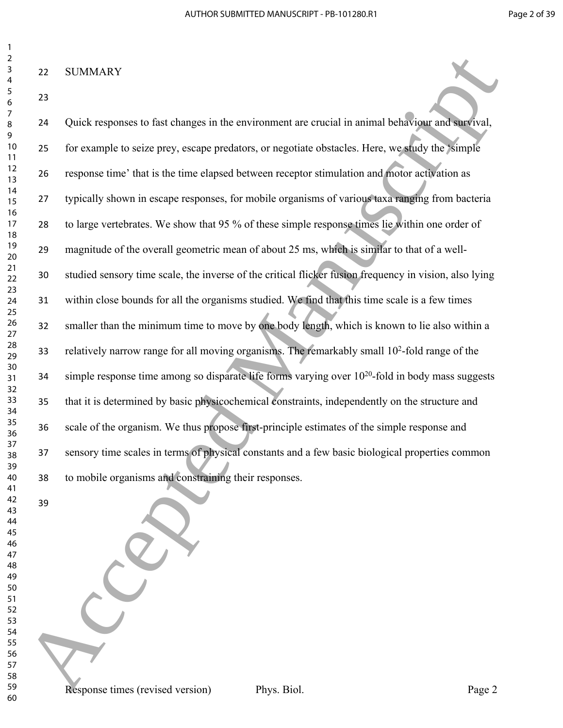## SUMMARY

Quick responses to fast changes in the environment are crucial in animal behaviour and survival, for example to seize prey, escape predators, or negotiate obstacles. Here, we study the 'simple response time' that is the time elapsed between receptor stimulation and motor activation as typically shown in escape responses, for mobile organisms of various taxa ranging from bacteria to large vertebrates. We show that 95 % of these simple response times lie within one order of magnitude of the overall geometric mean of about 25 ms, which is similar to that of a well-studied sensory time scale, the inverse of the critical flicker fusion frequency in vision, also lying within close bounds for all the organisms studied. We find that this time scale is a few times smaller than the minimum time to move by one body length, which is known to lie also within a relatively narrow range for all moving organisms. The remarkably small $10^2$-fold range of the simple response time among so disparate life forms varying over $10^{20}$-fold in body mass suggests that it is determined by basic physicochemical constraints, independently on the structure and scale of the organism. We thus propose first-principle estimates of the simple response and sensory time scales in terms of physical constants and a few basic biological properties common to mobile organisms and constraining their responses.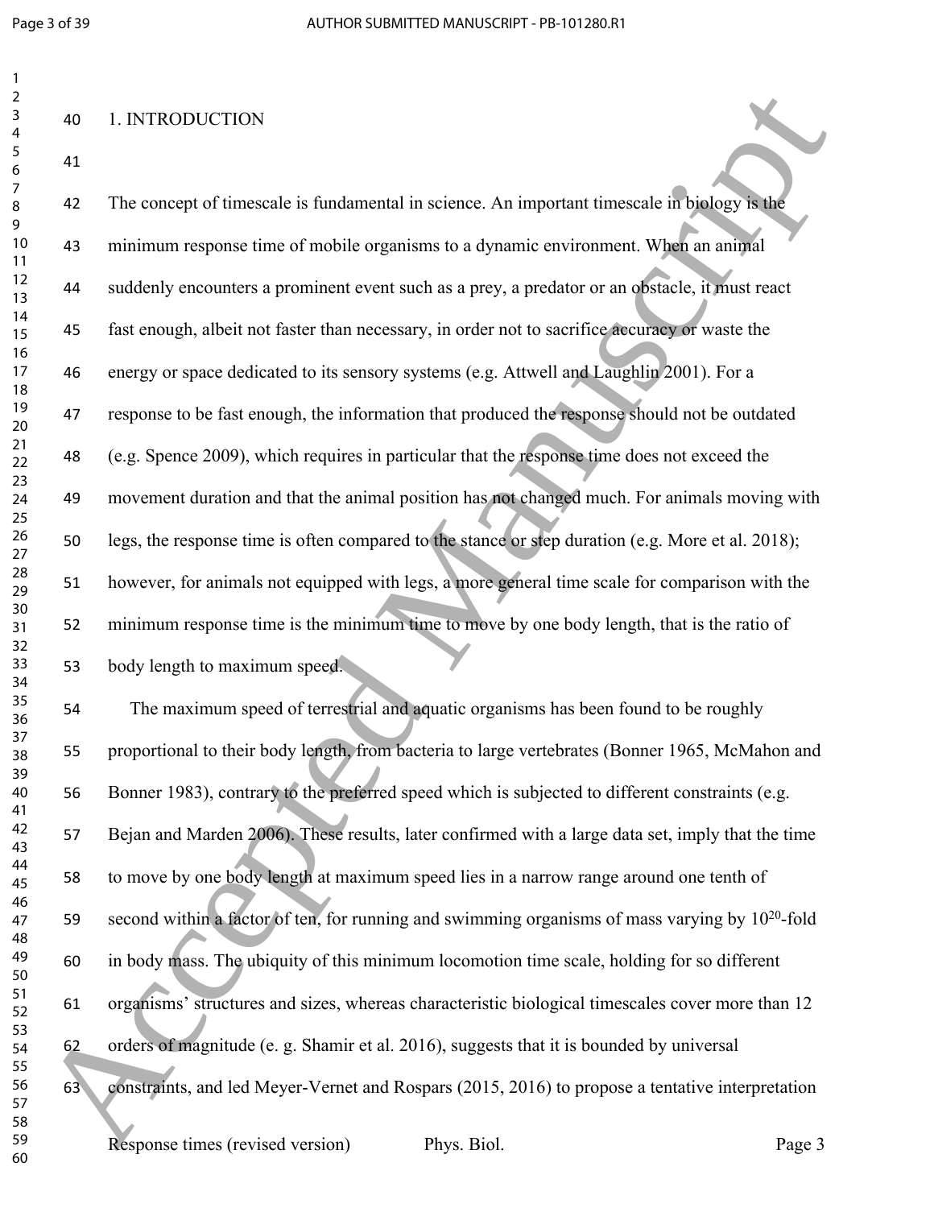# 1. INTRODUCTION

The concept of timescale is fundamental in science. An important timescale in biology is the minimum response time of mobile organisms to a dynamic environment. When an animal suddenly encounters a prominent event such as a prey, a predator or an obstacle, it must react fast enough, albeit not faster than necessary, in order not to sacrifice accuracy or waste the energy or space dedicated to its sensory systems (e.g. Attwell and Laughlin 2001). For a response to be fast enough, the information that produced the response should not be outdated (e.g. Spence 2009), which requires in particular that the response time does not exceed the movement duration and that the animal position has not changed much. For animals moving with legs, the response time is often compared to the stance or step duration (e.g. More et al. 2018); however, for animals not equipped with legs, a more general time scale for comparison with the minimum response time is the minimum time to move by one body length, that is the ratio of body length to maximum speed.

The maximum speed of terrestrial and aquatic organisms has been found to be roughly proportional to their body length, from bacteria to large vertebrates (Bonner 1965, McMahon and Bonner 1983), contrary to the preferred speed which is subjected to different constraints (e.g. Bejan and Marden 2006). These results, later confirmed with a large data set, imply that the time to move by one body length at maximum speed lies in a narrow range around one tenth of second within a factor of ten, for running and swimming organisms of mass varying by $10^{20}$-fold in body mass. The ubiquity of this minimum locomotion time scale, holding for so different organisms' structures and sizes, whereas characteristic biological timescales cover more than 12 orders of magnitude (e. g. Shamir et al. 2016), suggests that it is bounded by universal constraints, and led Meyer-Vernet and Rospars (2015, 2016) to propose a tentative interpretation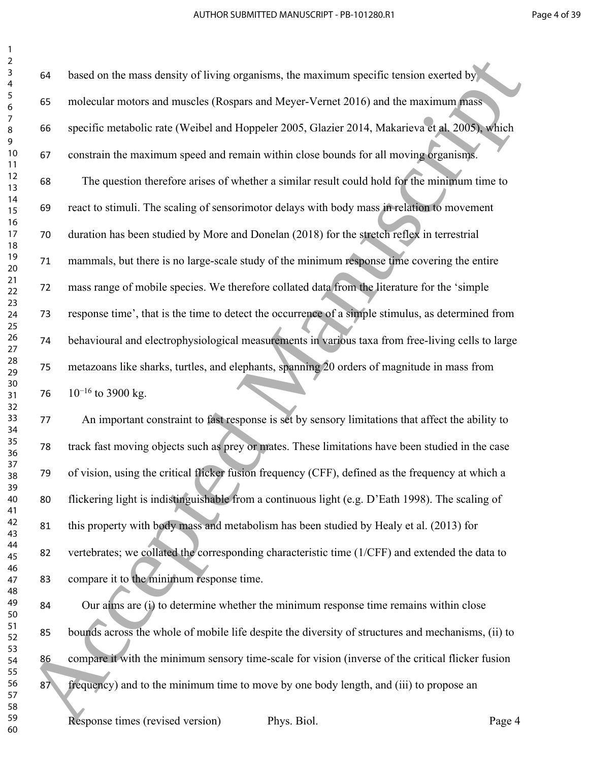based on the mass density of living organisms, the maximum specific tension exerted by molecular motors and muscles (Rospars and Meyer-Vernet 2016) and the maximum mass specific metabolic rate (Weibel and Hoppeler 2005, Glazier 2014, Makarieva et al. 2005), which constrain the maximum speed and remain within close bounds for all moving organisms.

The question therefore arises of whether a similar result could hold for the minimum time to react to stimuli. The scaling of sensorimotor delays with body mass in relation to movement duration has been studied by More and Donelan (2018) for the stretch reflex in terrestrial mammals, but there is no large-scale study of the minimum response time covering the entire mass range of mobile species. We therefore collated data from the literature for the 'simple response time', that is the time to detect the occurrence of a simple stimulus, as determined from behavioural and electrophysiological measurements in various taxa from free-living cells to large metazoans like sharks, turtles, and elephants, spanning 20 orders of magnitude in mass from $10^{-16}$ to 3900 kg.

An important constraint to fast response is set by sensory limitations that affect the ability to track fast moving objects such as prey or mates. These limitations have been studied in the case of vision, using the critical flicker fusion frequency (CFF), defined as the frequency at which a flickering light is indistinguishable from a continuous light (e.g. D'Eath 1998). The scaling of this property with body mass and metabolism has been studied by Healy et al. (2013) for vertebrates; we collated the corresponding characteristic time (1/CFF) and extended the data to compare it to the minimum response time.

Our aims are (i) to determine whether the minimum response time remains within close bounds across the whole of mobile life despite the diversity of structures and mechanisms, (ii) to compare it with the minimum sensory time-scale for vision (inverse of the critical flicker fusion frequency) and to the minimum time to move by one body length, and (iii) to propose an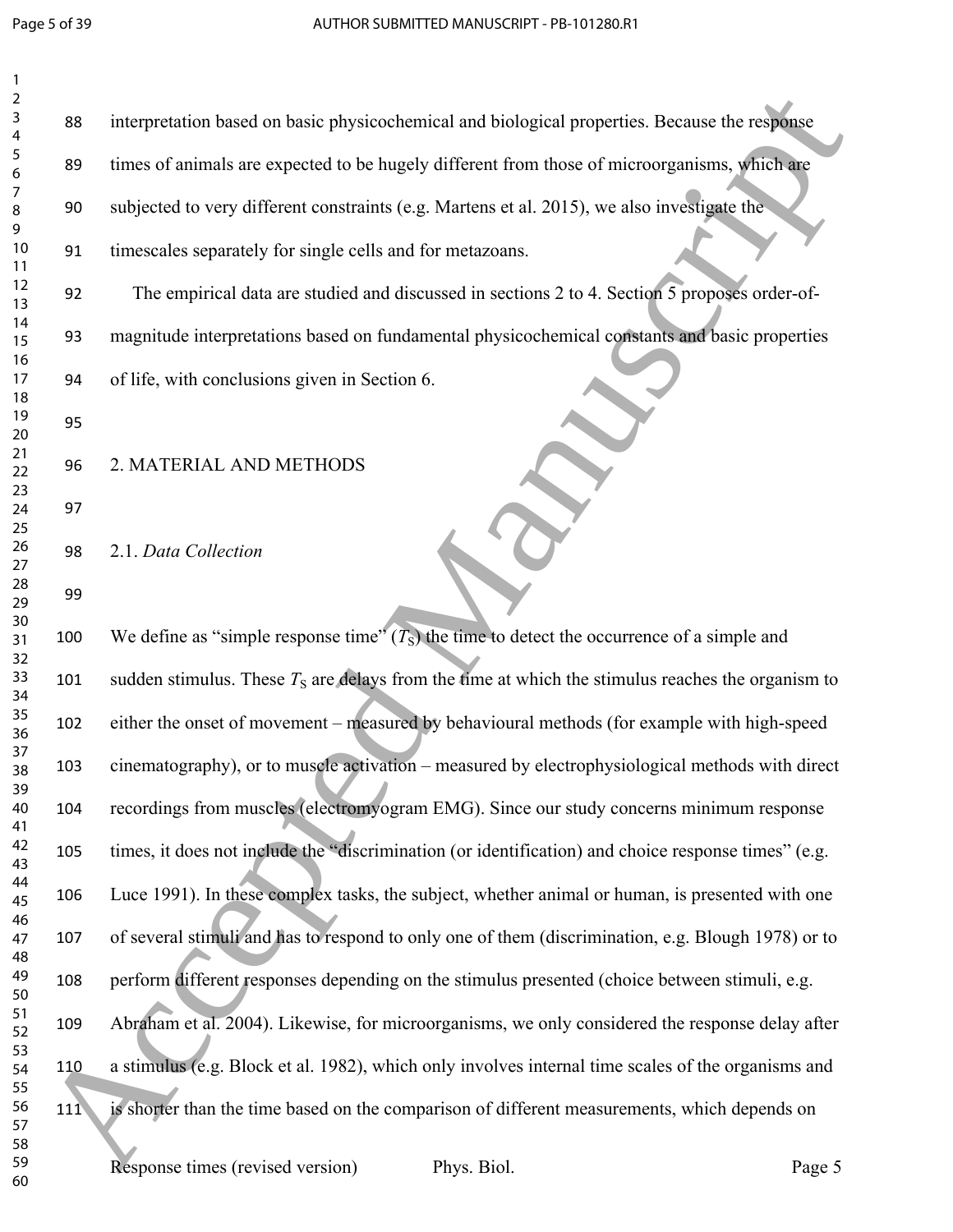interpretation based on basic physicochemical and biological properties. Because the response times of animals are expected to be hugely different from those of microorganisms, which are subjected to very different constraints (e.g. Martens et al. 2015), we also investigate the timescales separately for single cells and for metazoans.

The empirical data are studied and discussed in sections 2 to 4. Section 5 proposes order-of-magnitude interpretations based on fundamental physicochemical constants and basic properties of life, with conclusions given in Section 6.

## 2. MATERIAL AND METHODS

### 2.1. *Data Collection*

We define as "simple response time" ($T_S$) the time to detect the occurrence of a simple and sudden stimulus. These $T_S$ are delays from the time at which the stimulus reaches the organism to either the onset of movement – measured by behavioural methods (for example with high-speed cinematography), or to muscle activation – measured by electrophysiological methods with direct recordings from muscles (electromyogram EMG). Since our study concerns minimum response times, it does not include the "discrimination (or identification) and choice response times" (e.g. Luce 1991). In these complex tasks, the subject, whether animal or human, is presented with one of several stimuli and has to respond to only one of them (discrimination, e.g. Blough 1978) or to perform different responses depending on the stimulus presented (choice between stimuli, e.g. Abraham et al. 2004). Likewise, for microorganisms, we only considered the response delay after a stimulus (e.g. Block et al. 1982), which only involves internal time scales of the organisms and is shorter than the time based on the comparison of different measurements, which depends on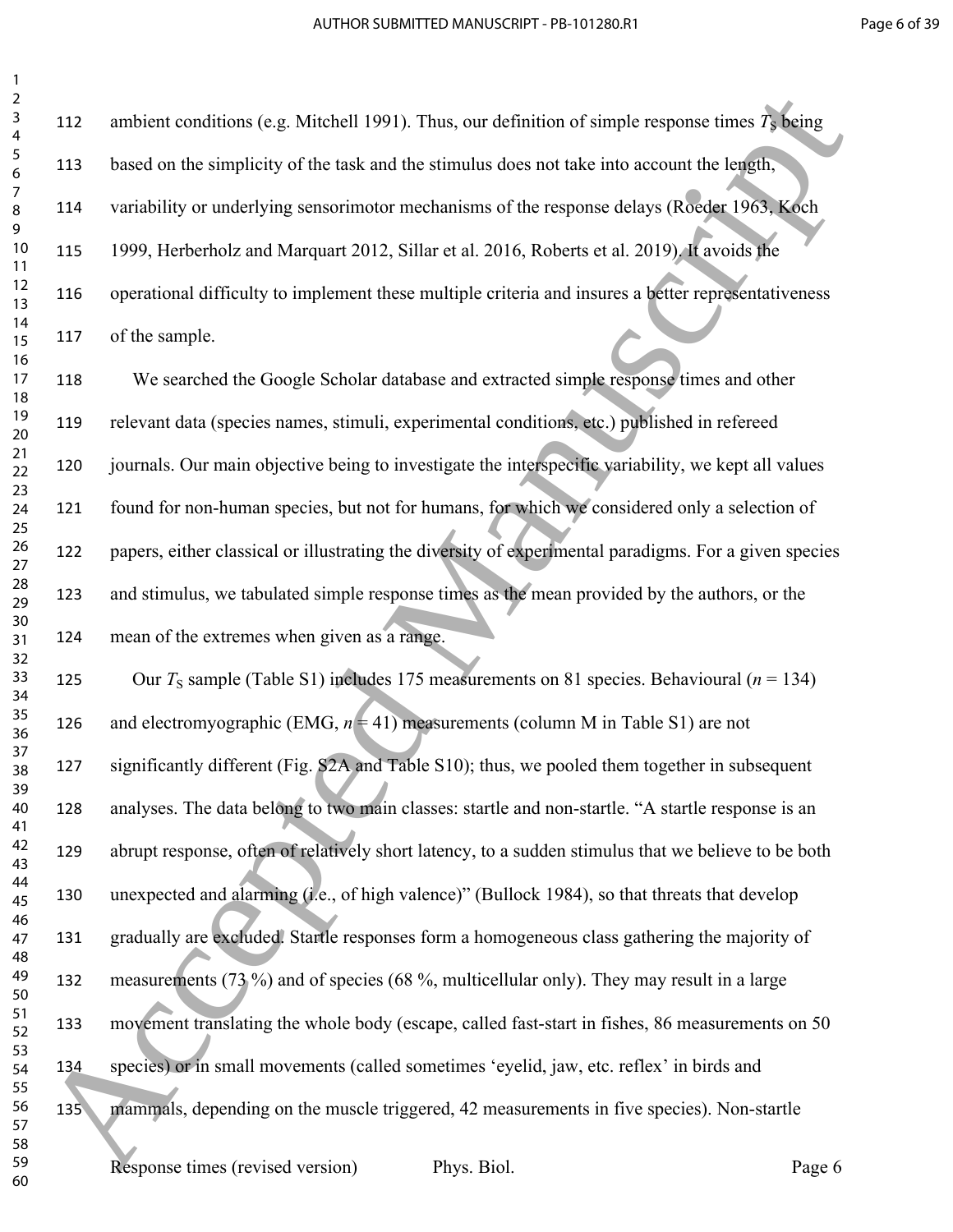ambient conditions (e.g. Mitchell 1991). Thus, our definition of simple response times $T_S$ being based on the simplicity of the task and the stimulus does not take into account the length, variability or underlying sensorimotor mechanisms of the response delays (Roeder 1963, Koch 1999, Herberholz and Marquart 2012, Sillar et al. 2016, Roberts et al. 2019). It avoids the operational difficulty to implement these multiple criteria and insures a better representativeness of the sample.

We searched the Google Scholar database and extracted simple response times and other relevant data (species names, stimuli, experimental conditions, etc.) published in refereed journals. Our main objective being to investigate the interspecific variability, we kept all values found for non-human species, but not for humans, for which we considered only a selection of papers, either classical or illustrating the diversity of experimental paradigms. For a given species and stimulus, we tabulated simple response times as the mean provided by the authors, or the mean of the extremes when given as a range.

Our $T_S$ sample (Table S1) includes 175 measurements on 81 species. Behavioural ($n$ = 134) and electromyographic (EMG, $n$ = 41) measurements (column M in Table S1) are not significantly different (Fig. S2A and Table S10); thus, we pooled them together in subsequent analyses. The data belong to two main classes: startle and non-startle. "A startle response is an abrupt response, often of relatively short latency, to a sudden stimulus that we believe to be both unexpected and alarming (i.e., of high valence)" (Bullock 1984), so that threats that develop gradually are excluded. Startle responses form a homogeneous class gathering the majority of measurements (73 %) and of species (68 %, multicellular only). They may result in a large movement translating the whole body (escape, called fast-start in fishes, 86 measurements on 50 species) or in small movements (called sometimes 'eyelid, jaw, etc. reflex' in birds and mammals, depending on the muscle triggered, 42 measurements in five species). Non-startle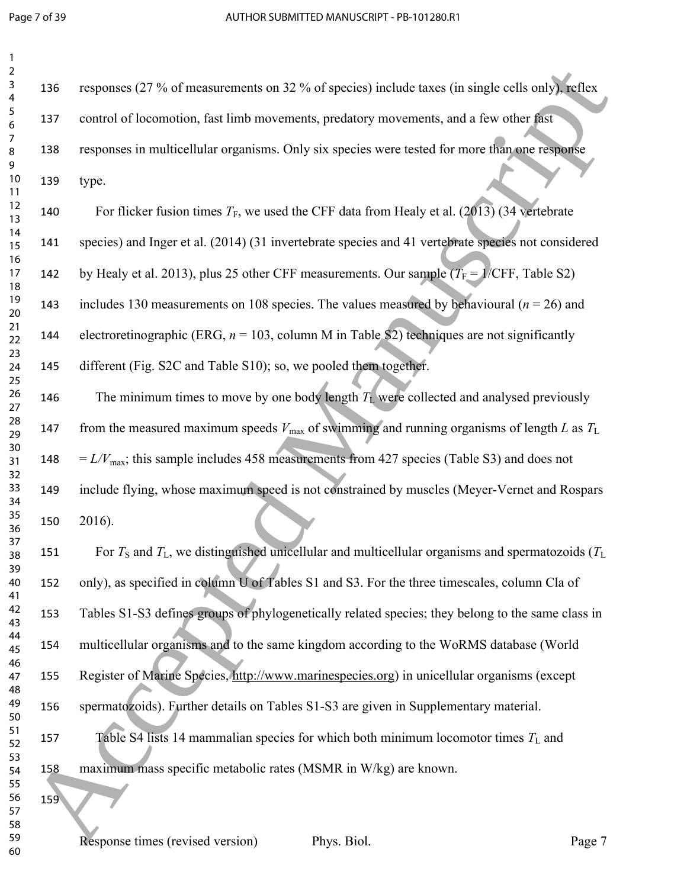responses (27 % of measurements on 32 % of species) include taxes (in single cells only), reflex control of locomotion, fast limb movements, predatory movements, and a few other fast responses in multicellular organisms. Only six species were tested for more than one response type.

For flicker fusion times $T_F$, we used the CFF data from Healy et al. (2013) (34 vertebrate species) and Inger et al. (2014) (31 invertebrate species and 41 vertebrate species not considered by Healy et al. 2013), plus 25 other CFF measurements. Our sample ($T_F = 1/\text{CFF}$, Table S2) includes 130 measurements on 108 species. The values measured by behavioural ($n = 26$) and electroretinographic (ERG, $n = 103$, column M in Table S2) techniques are not significantly different (Fig. S2C and Table S10); so, we pooled them together.

The minimum times to move by one body length $T_L$ were collected and analysed previously from the measured maximum speeds $V_{max}$ of swimming and running organisms of length $L$ as $T_L = L/V_{max}$; this sample includes 458 measurements from 427 species (Table S3) and does not include flying, whose maximum speed is not constrained by muscles (Meyer-Vernet and Rospars 2016).

For $T_S$ and $T_L$, we distinguished unicellular and multicellular organisms and spermatozoids ($T_L$ only), as specified in column U of Tables S1 and S3. For the three timescales, column Cla of Tables S1-S3 defines groups of phylogenetically related species; they belong to the same class in multicellular organisms and to the same kingdom according to the WoRMS database (World Register of Marine Species, http://www.marinespecies.org) in unicellular organisms (except spermatozoids). Further details on Tables S1-S3 are given in Supplementary material.

Table S4 lists 14 mammalian species for which both minimum locomotor times $T_L$ and maximum mass specific metabolic rates (MSMR in W/kg) are known.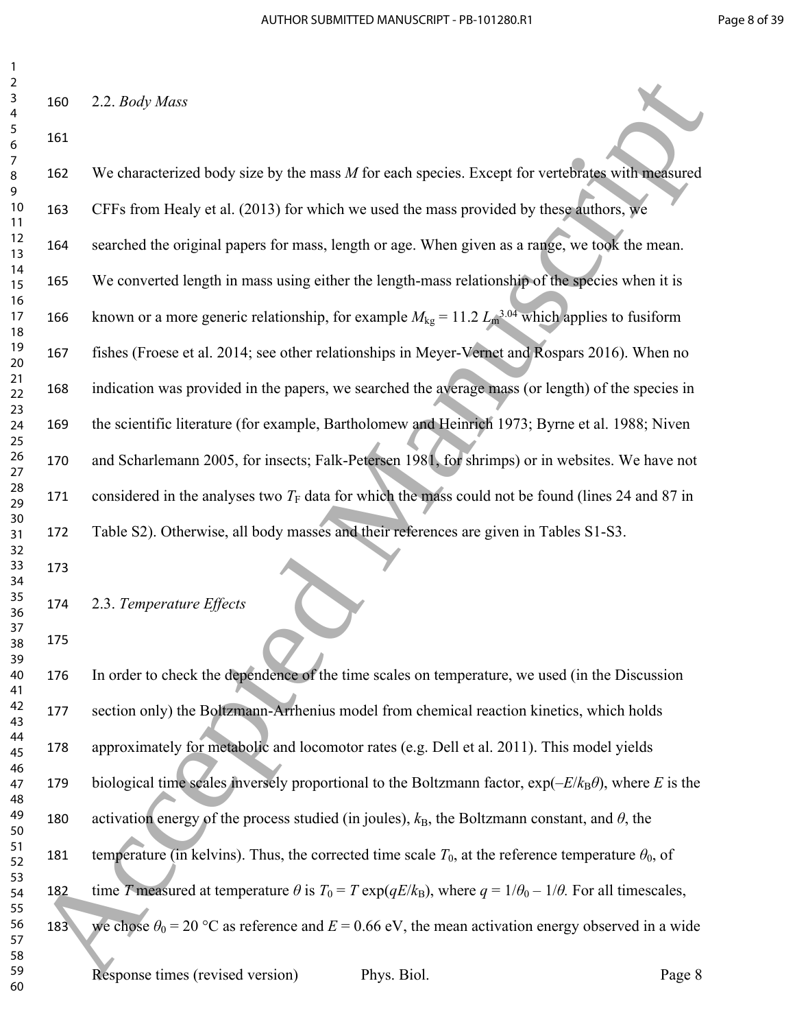### 2.2. *Body Mass*

We characterized body size by the mass $M$ for each species. Except for vertebrates with measured CFFs from Healy et al. (2013) for which we used the mass provided by these authors, we searched the original papers for mass, length or age. When given as a range, we took the mean. We converted length in mass using either the length-mass relationship of the species when it is known or a more generic relationship, for example $M_{kg} = 11.2\ L_m^{3.04}$ which applies to fusiform fishes (Froese et al. 2014; see other relationships in Meyer-Vernet and Rospars 2016). When no indication was provided in the papers, we searched the average mass (or length) of the species in the scientific literature (for example, Bartholomew and Heinrich 1973; Byrne et al. 1988; Niven and Scharlemann 2005, for insects; Falk-Petersen 1981, for shrimps) or in websites. We have not considered in the analyses two $T_F$ data for which the mass could not be found (lines 24 and 87 in Table S2). Otherwise, all body masses and their references are given in Tables S1-S3.

### 2.3. *Temperature Effects*

In order to check the dependence of the time scales on temperature, we used (in the Discussion section only) the Boltzmann-Arrhenius model from chemical reaction kinetics, which holds approximately for metabolic and locomotor rates (e.g. Dell et al. 2011). This model yields biological time scales inversely proportional to the Boltzmann factor, $\exp(-E/k_B\theta)$, where $E$ is the activation energy of the process studied (in joules), $k_B$, the Boltzmann constant, and $\theta$, the temperature (in kelvins). Thus, the corrected time scale $T_0$, at the reference temperature $\theta_0$, of time $T$ measured at temperature $\theta$ is $T_0 = T \exp(qE/k_B)$, where $q = 1/\theta_0 - 1/\theta$. For all timescales, we chose $\theta_0 = 20$ °C as reference and $E = 0.66$ eV, the mean activation energy observed in a wide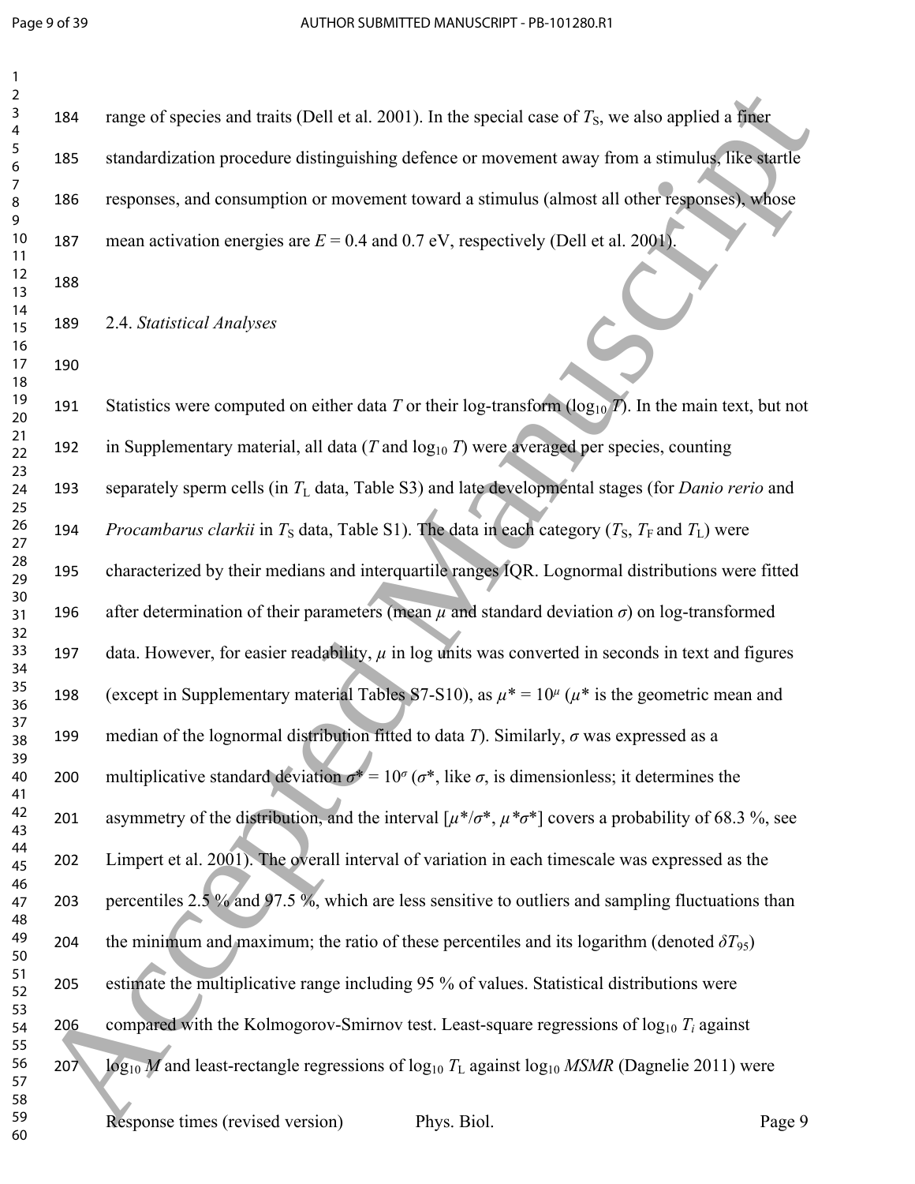range of species and traits (Dell et al. 2001). In the special case of $T_S$, we also applied a finer standardization procedure distinguishing defence or movement away from a stimulus, like startle responses, and consumption or movement toward a stimulus (almost all other responses), whose mean activation energies are $E = 0.4$ and 0.7 eV, respectively (Dell et al. 2001).

2.4. *Statistical Analyses*

Statistics were computed on either data $T$ or their log-transform ($\log_{10} T$). In the main text, but not in Supplementary material, all data ($T$ and $\log_{10} T$) were averaged per species, counting separately sperm cells (in $T_L$ data, Table S3) and late developmental stages (for *Danio rerio* and *Procambarus clarkii* in $T_S$ data, Table S1). The data in each category ($T_S$, $T_F$ and $T_L$) were characterized by their medians and interquartile ranges IQR. Lognormal distributions were fitted after determination of their parameters (mean $\mu$ and standard deviation $\sigma$) on log-transformed data. However, for easier readability, $\mu$ in log units was converted in seconds in text and figures (except in Supplementary material Tables S7-S10), as $\mu^* = 10^{\mu}$ ($\mu^*$ is the geometric mean and median of the lognormal distribution fitted to data $T$). Similarly, $\sigma$ was expressed as a multiplicative standard deviation $\sigma^* = 10^{\sigma}$ ($\sigma^*$, like $\sigma$, is dimensionless; it determines the asymmetry of the distribution, and the interval $[\mu^*/\sigma^*, \mu^*\sigma^*]$ covers a probability of 68.3 %, see Limpert et al. 2001). The overall interval of variation in each timescale was expressed as the percentiles 2.5 % and 97.5 %, which are less sensitive to outliers and sampling fluctuations than the minimum and maximum; the ratio of these percentiles and its logarithm (denoted $\delta T_{95}$) estimate the multiplicative range including 95 % of values. Statistical distributions were compared with the Kolmogorov-Smirnov test. Least-square regressions of $\log_{10} T_i$ against $\log_{10} M$ and least-rectangle regressions of $\log_{10} T_L$ against $\log_{10} MSMR$ (Dagnelie 2011) were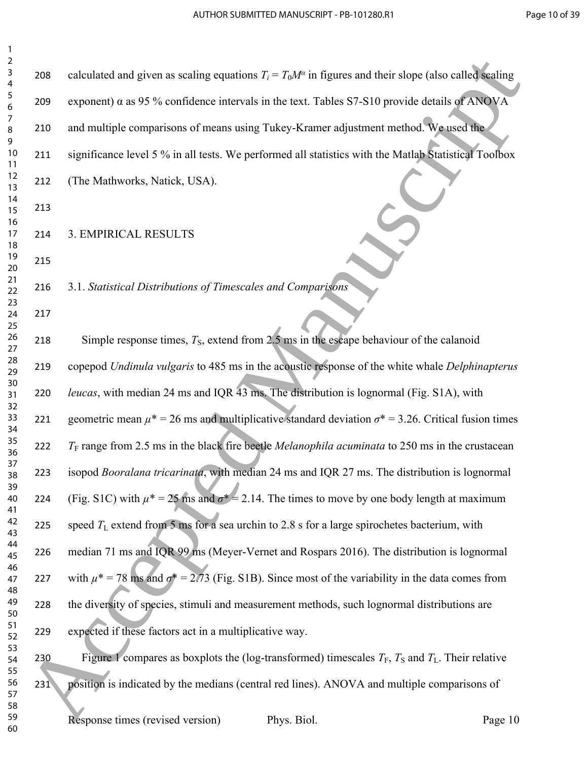calculated and given as scaling equations $T_i = T_0M^{\alpha}$ in figures and their slope (also called scaling exponent) $\alpha$ as 95 % confidence intervals in the text. Tables S7-S10 provide details of ANOVA and multiple comparisons of means using Tukey-Kramer adjustment method. We used the significance level 5 % in all tests. We performed all statistics with the Matlab Statistical Toolbox (The Mathworks, Natick, USA).

## 3. EMPIRICAL RESULTS

### 3.1. *Statistical Distributions of Timescales and Comparisons*

Simple response times, $T_S$, extend from 2.5 ms in the escape behaviour of the calanoid copepod *Undinula vulgaris* to 485 ms in the acoustic response of the white whale *Delphinapterus leucas*, with median 24 ms and IQR 43 ms. The distribution is lognormal (Fig. S1A), with geometric mean $\mu^* = 26$ ms and multiplicative standard deviation $\sigma^* = 3.26$. Critical fusion times $T_F$ range from 2.5 ms in the black fire beetle *Melanophila acuminata* to 250 ms in the crustacean isopod *Booralana tricarinata*, with median 24 ms and IQR 27 ms. The distribution is lognormal (Fig. S1C) with $\mu^* = 25$ ms and $\sigma^* = 2.14$. The times to move by one body length at maximum speed $T_L$ extend from 5 ms for a sea urchin to 2.8 s for a large spirochetes bacterium, with median 71 ms and IQR 99 ms (Meyer-Vernet and Rospars 2016). The distribution is lognormal with $\mu^* = 78$ ms and $\sigma^* = 2.73$ (Fig. S1B). Since most of the variability in the data comes from the diversity of species, stimuli and measurement methods, such lognormal distributions are expected if these factors act in a multiplicative way.

Figure 1 compares as boxplots the (log-transformed) timescales $T_F$, $T_S$ and $T_L$. Their relative position is indicated by the medians (central red lines). ANOVA and multiple comparisons of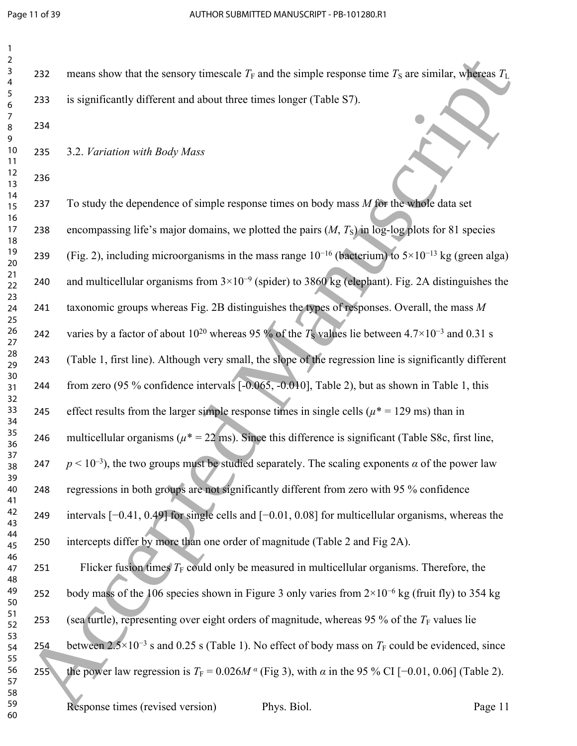means show that the sensory timescale $T_F$ and the simple response time $T_S$ are similar, whereas $T_L$ is significantly different and about three times longer (Table S7).

### 3.2. *Variation with Body Mass*

To study the dependence of simple response times on body mass $M$ for the whole data set encompassing life's major domains, we plotted the pairs ($M$, $T_S$) in log-log plots for 81 species (Fig. 2), including microorganisms in the mass range $10^{-16}$ (bacterium) to $5\times10^{-13}$ kg (green alga) and multicellular organisms from $3\times10^{-9}$ (spider) to 3860 kg (elephant). Fig. 2A distinguishes the taxonomic groups whereas Fig. 2B distinguishes the types of responses. Overall, the mass $M$ varies by a factor of about $10^{20}$ whereas 95 % of the $T_S$ values lie between $4.7\times10^{-3}$ and 0.31 s (Table 1, first line). Although very small, the slope of the regression line is significantly different from zero (95 % confidence intervals [-0.065, -0.010], Table 2), but as shown in Table 1, this effect results from the larger simple response times in single cells ($\mu^* = 129$ ms) than in multicellular organisms ($\mu^* = 22$ ms). Since this difference is significant (Table S8c, first line, $p < 10^{-3}$), the two groups must be studied separately. The scaling exponents $\alpha$ of the power law regressions in both groups are not significantly different from zero with 95 % confidence intervals [−0.41, 0.49] for single cells and [−0.01, 0.08] for multicellular organisms, whereas the intercepts differ by more than one order of magnitude (Table 2 and Fig 2A).

Flicker fusion times $T_F$ could only be measured in multicellular organisms. Therefore, the body mass of the 106 species shown in Figure 3 only varies from $2\times10^{-6}$ kg (fruit fly) to 354 kg (sea turtle), representing over eight orders of magnitude, whereas 95 % of the $T_F$ values lie between $2.5\times10^{-3}$ s and 0.25 s (Table 1). No effect of body mass on $T_F$ could be evidenced, since the power law regression is $T_F = 0.026M^{\alpha}$ (Fig 3), with $\alpha$ in the 95 % CI [−0.01, 0.06] (Table 2).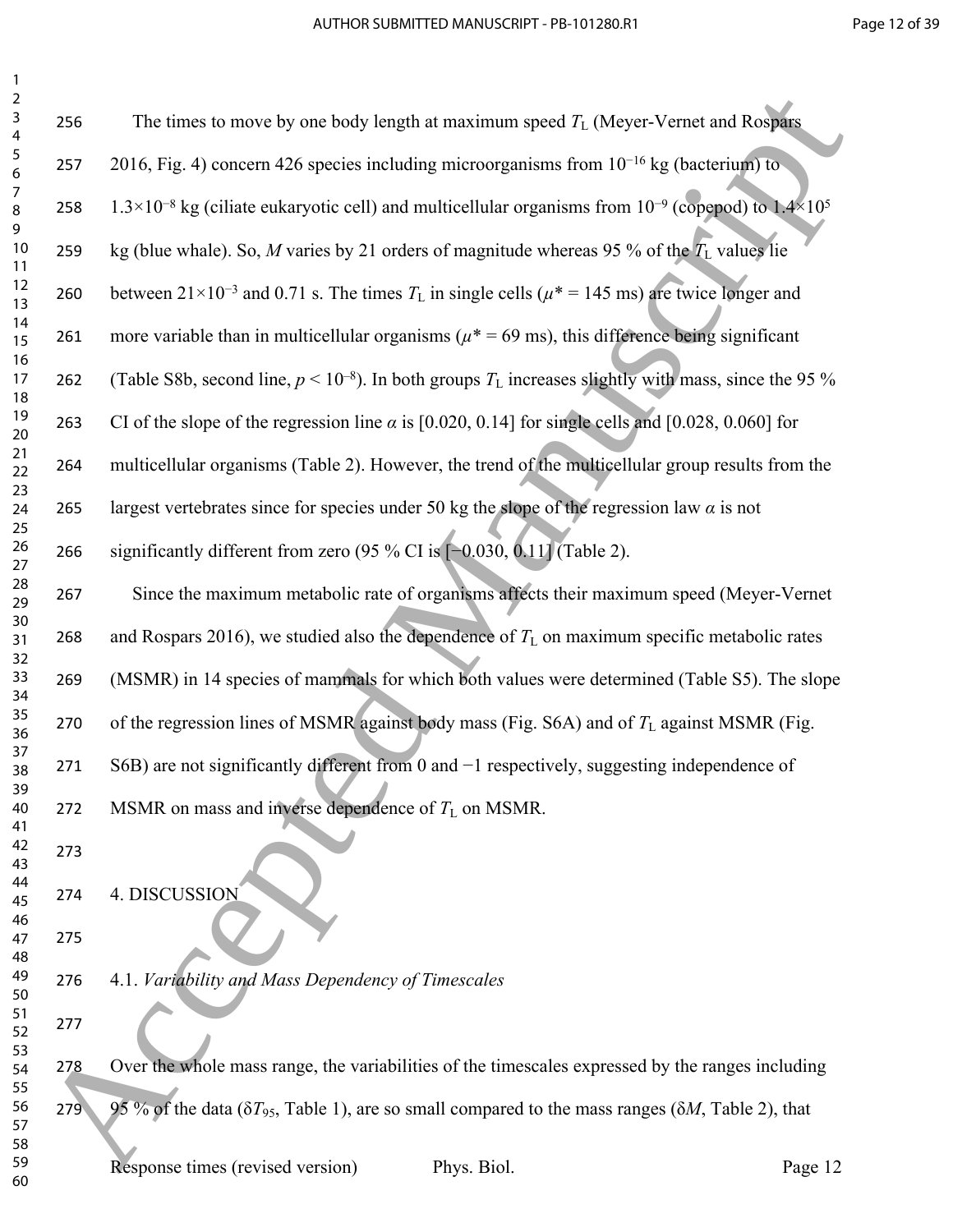The times to move by one body length at maximum speed $T_L$ (Meyer-Vernet and Rospars 2016, Fig. 4) concern 426 species including microorganisms from $10^{-16}$ kg (bacterium) to $1.3\times10^{-8}$ kg (ciliate eukaryotic cell) and multicellular organisms from $10^{-9}$ (copepod) to $1.4\times10^{5}$ kg (blue whale). So, $M$ varies by 21 orders of magnitude whereas 95 % of the $T_L$ values lie between $21\times10^{-3}$ and 0.71 s. The times $T_L$ in single cells ($\mu^* = 145$ ms) are twice longer and more variable than in multicellular organisms ($\mu^* = 69$ ms), this difference being significant (Table S8b, second line, $p < 10^{-8}$). In both groups $T_L$ increases slightly with mass, since the 95 % CI of the slope of the regression line $\alpha$ is [0.020, 0.14] for single cells and [0.028, 0.060] for multicellular organisms (Table 2). However, the trend of the multicellular group results from the largest vertebrates since for species under 50 kg the slope of the regression law $\alpha$ is not significantly different from zero (95 % CI is [−0.030, 0.11] (Table 2).

Since the maximum metabolic rate of organisms affects their maximum speed (Meyer-Vernet and Rospars 2016), we studied also the dependence of $T_L$ on maximum specific metabolic rates (MSMR) in 14 species of mammals for which both values were determined (Table S5). The slope of the regression lines of MSMR against body mass (Fig. S6A) and of $T_L$ against MSMR (Fig. S6B) are not significantly different from 0 and −1 respectively, suggesting independence of MSMR on mass and inverse dependence of $T_L$ on MSMR.

# 4. DISCUSSION

## 4.1. *Variability and Mass Dependency of Timescales*

Over the whole mass range, the variabilities of the timescales expressed by the ranges including 95 % of the data ($\delta T_{95}$, Table 1), are so small compared to the mass ranges ($\delta M$, Table 2), that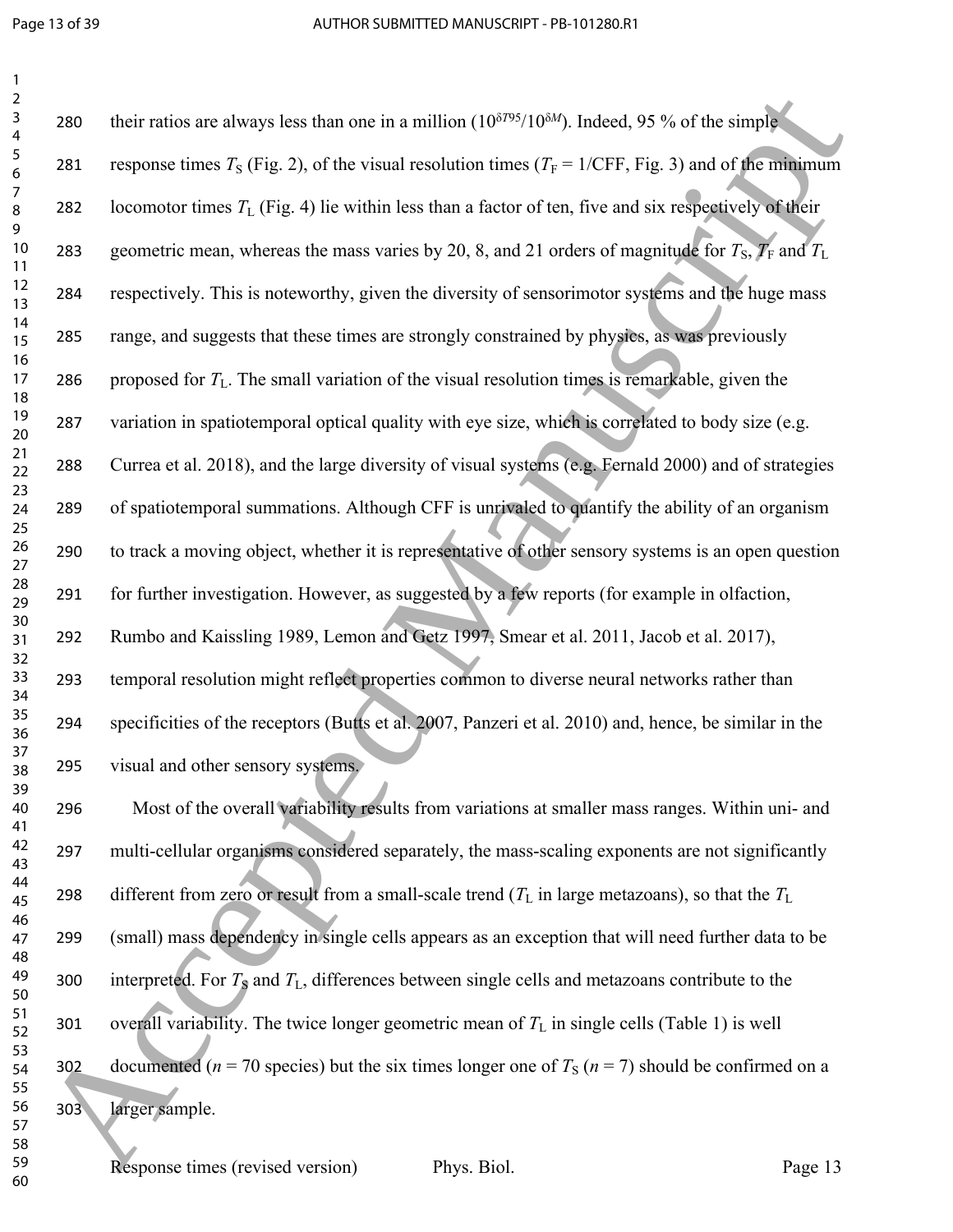their ratios are always less than one in a million ($10^{\delta T95}/10^{\delta M}$). Indeed, 95 % of the simple response times $T_S$ (Fig. 2), of the visual resolution times ($T_F = 1/\text{CFF}$, Fig. 3) and of the minimum locomotor times $T_L$ (Fig. 4) lie within less than a factor of ten, five and six respectively of their geometric mean, whereas the mass varies by 20, 8, and 21 orders of magnitude for $T_S$, $T_F$ and $T_L$ respectively. This is noteworthy, given the diversity of sensorimotor systems and the huge mass range, and suggests that these times are strongly constrained by physics, as was previously proposed for $T_L$. The small variation of the visual resolution times is remarkable, given the variation in spatiotemporal optical quality with eye size, which is correlated to body size (e.g. Currea et al. 2018), and the large diversity of visual systems (e.g. Fernald 2000) and of strategies of spatiotemporal summations. Although CFF is unrivaled to quantify the ability of an organism to track a moving object, whether it is representative of other sensory systems is an open question for further investigation. However, as suggested by a few reports (for example in olfaction, Rumbo and Kaissling 1989, Lemon and Getz 1997, Smear et al. 2011, Jacob et al. 2017), temporal resolution might reflect properties common to diverse neural networks rather than specificities of the receptors (Butts et al. 2007, Panzeri et al. 2010) and, hence, be similar in the visual and other sensory systems.

Most of the overall variability results from variations at smaller mass ranges. Within uni- and multi-cellular organisms considered separately, the mass-scaling exponents are not significantly different from zero or result from a small-scale trend ($T_L$ in large metazoans), so that the $T_L$ (small) mass dependency in single cells appears as an exception that will need further data to be interpreted. For $T_S$ and $T_L$, differences between single cells and metazoans contribute to the overall variability. The twice longer geometric mean of $T_L$ in single cells (Table 1) is well documented ($n = 70$ species) but the six times longer one of $T_S$ ($n = 7$) should be confirmed on a larger sample.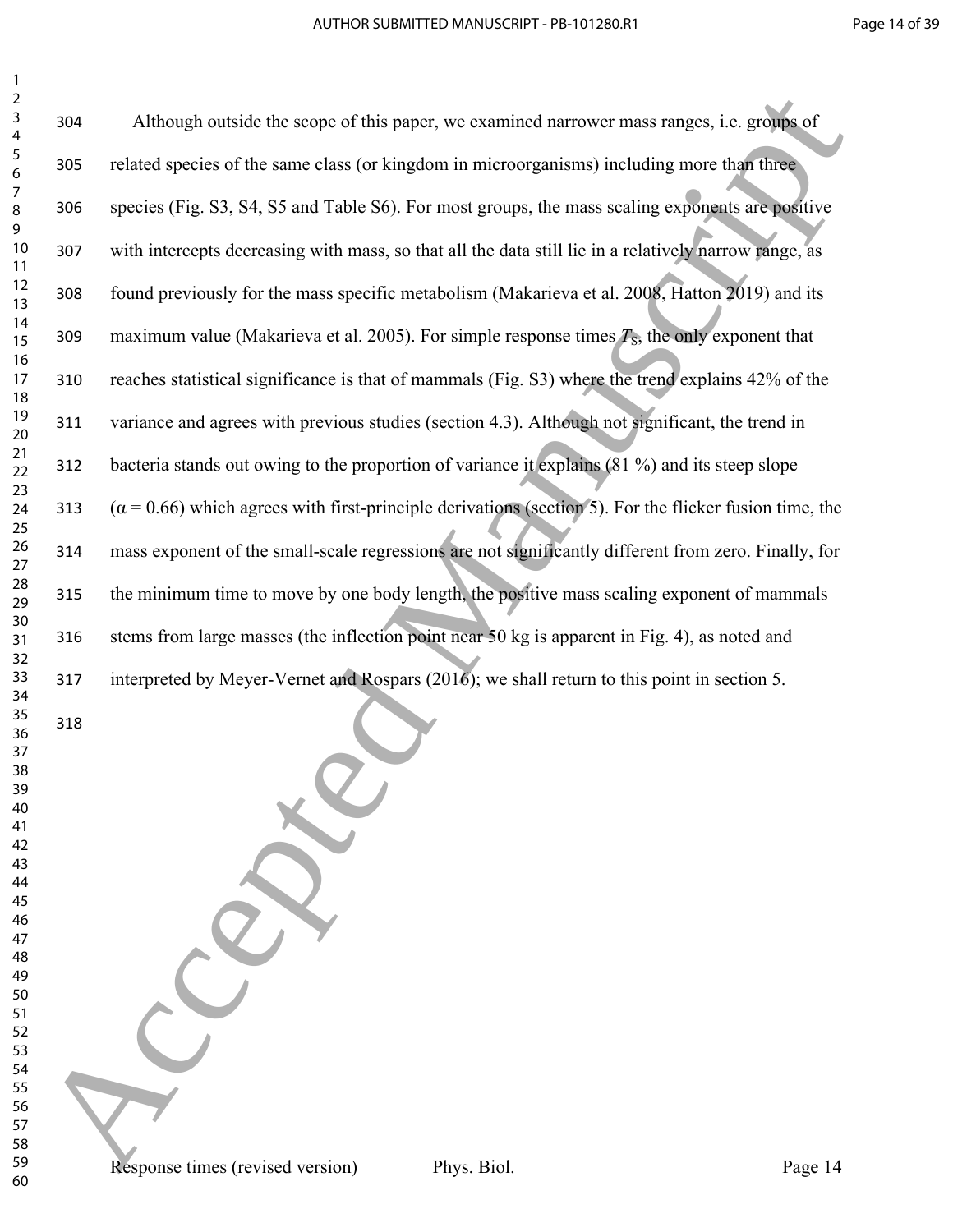Although outside the scope of this paper, we examined narrower mass ranges, i.e. groups of related species of the same class (or kingdom in microorganisms) including more than three species (Fig. S3, S4, S5 and Table S6). For most groups, the mass scaling exponents are positive with intercepts decreasing with mass, so that all the data still lie in a relatively narrow range, as found previously for the mass specific metabolism (Makarieva et al. 2008, Hatton 2019) and its maximum value (Makarieva et al. 2005). For simple response times $T_S$, the only exponent that reaches statistical significance is that of mammals (Fig. S3) where the trend explains 42% of the variance and agrees with previous studies (section 4.3). Although not significant, the trend in bacteria stands out owing to the proportion of variance it explains (81 %) and its steep slope ($\alpha = 0.66$) which agrees with first-principle derivations (section 5). For the flicker fusion time, the mass exponent of the small-scale regressions are not significantly different from zero. Finally, for the minimum time to move by one body length, the positive mass scaling exponent of mammals stems from large masses (the inflection point near 50 kg is apparent in Fig. 4), as noted and interpreted by Meyer-Vernet and Rospars (2016); we shall return to this point in section 5.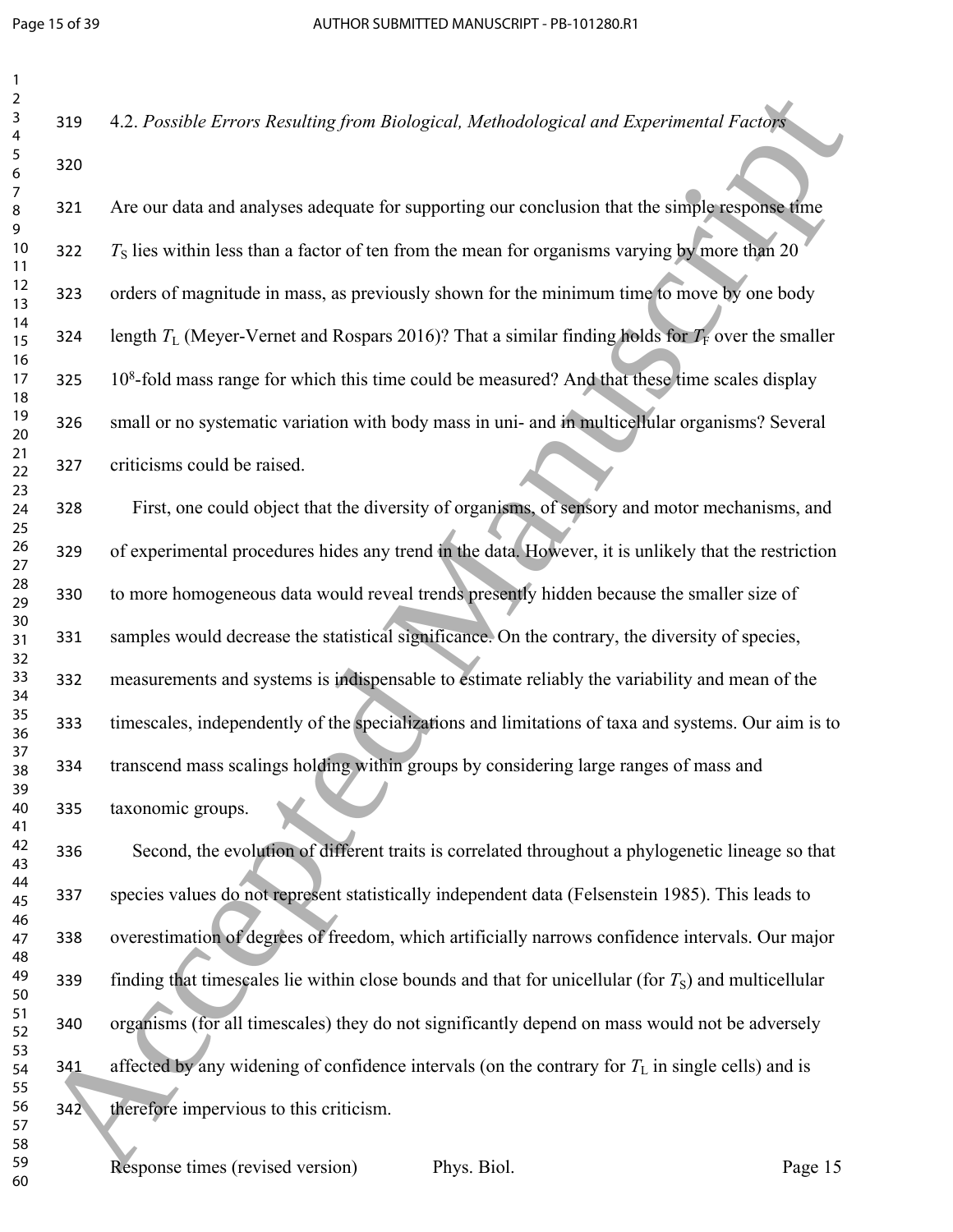### 4.2. *Possible Errors Resulting from Biological, Methodological and Experimental Factors*

Are our data and analyses adequate for supporting our conclusion that the simple response time $T_S$ lies within less than a factor of ten from the mean for organisms varying by more than 20 orders of magnitude in mass, as previously shown for the minimum time to move by one body length $T_L$ (Meyer-Vernet and Rospars 2016)? That a similar finding holds for $T_F$ over the smaller $10^8$-fold mass range for which this time could be measured? And that these time scales display small or no systematic variation with body mass in uni- and in multicellular organisms? Several criticisms could be raised.

First, one could object that the diversity of organisms, of sensory and motor mechanisms, and of experimental procedures hides any trend in the data. However, it is unlikely that the restriction to more homogeneous data would reveal trends presently hidden because the smaller size of samples would decrease the statistical significance. On the contrary, the diversity of species, measurements and systems is indispensable to estimate reliably the variability and mean of the timescales, independently of the specializations and limitations of taxa and systems. Our aim is to transcend mass scalings holding within groups by considering large ranges of mass and taxonomic groups.

Second, the evolution of different traits is correlated throughout a phylogenetic lineage so that species values do not represent statistically independent data (Felsenstein 1985). This leads to overestimation of degrees of freedom, which artificially narrows confidence intervals. Our major finding that timescales lie within close bounds and that for unicellular (for $T_S$) and multicellular organisms (for all timescales) they do not significantly depend on mass would not be adversely affected by any widening of confidence intervals (on the contrary for $T_L$ in single cells) and is therefore impervious to this criticism.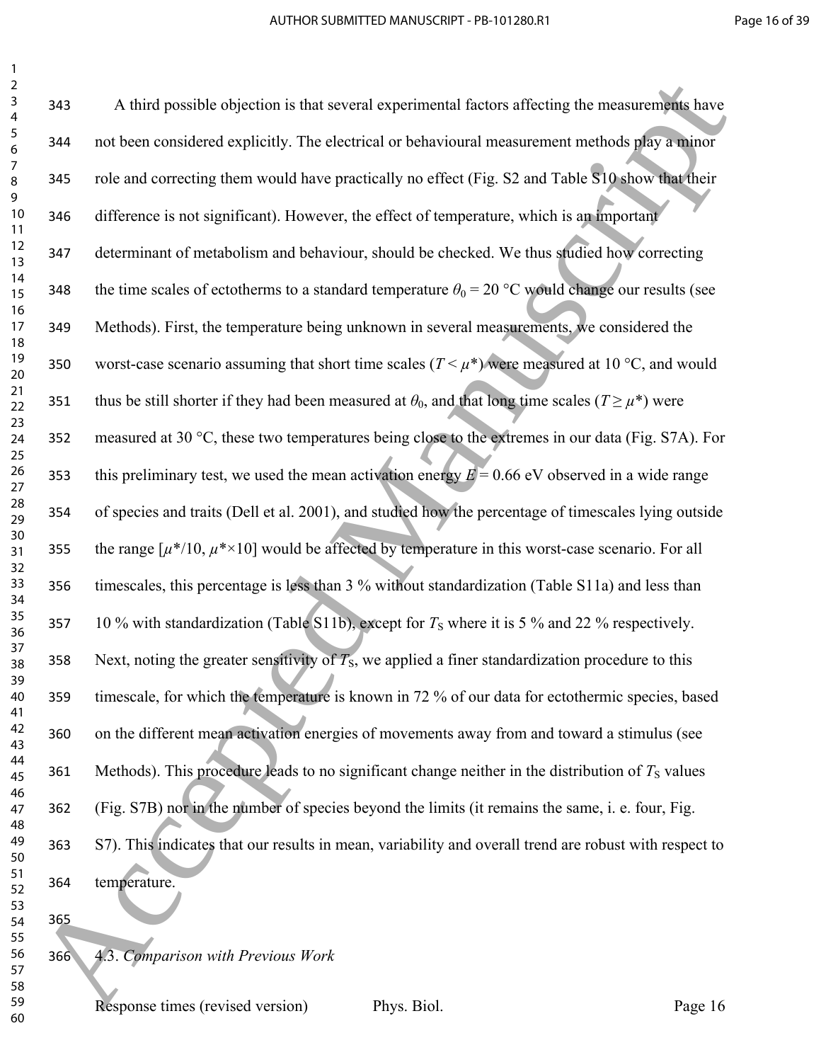A third possible objection is that several experimental factors affecting the measurements have not been considered explicitly. The electrical or behavioural measurement methods play a minor role and correcting them would have practically no effect (Fig. S2 and Table S10 show that their difference is not significant). However, the effect of temperature, which is an important determinant of metabolism and behaviour, should be checked. We thus studied how correcting the time scales of ectotherms to a standard temperature $\theta_0$ = 20 °C would change our results (see Methods). First, the temperature being unknown in several measurements, we considered the worst-case scenario assuming that short time scales ($T < \mu^*$) were measured at 10 °C, and would thus be still shorter if they had been measured at $\theta_0$, and that long time scales ($T \geq \mu^*$) were measured at 30 °C, these two temperatures being close to the extremes in our data (Fig. S7A). For this preliminary test, we used the mean activation energy $E$ = 0.66 eV observed in a wide range of species and traits (Dell et al. 2001), and studied how the percentage of timescales lying outside the range [$\mu^*/10$, $\mu^*\times10$] would be affected by temperature in this worst-case scenario. For all timescales, this percentage is less than 3 % without standardization (Table S11a) and less than 10 % with standardization (Table S11b), except for $T_S$ where it is 5 % and 22 % respectively. Next, noting the greater sensitivity of $T_S$, we applied a finer standardization procedure to this timescale, for which the temperature is known in 72 % of our data for ectothermic species, based on the different mean activation energies of movements away from and toward a stimulus (see Methods). This procedure leads to no significant change neither in the distribution of $T_S$ values (Fig. S7B) nor in the number of species beyond the limits (it remains the same, i. e. four, Fig. S7). This indicates that our results in mean, variability and overall trend are robust with respect to temperature.

### 4.3. *Comparison with Previous Work*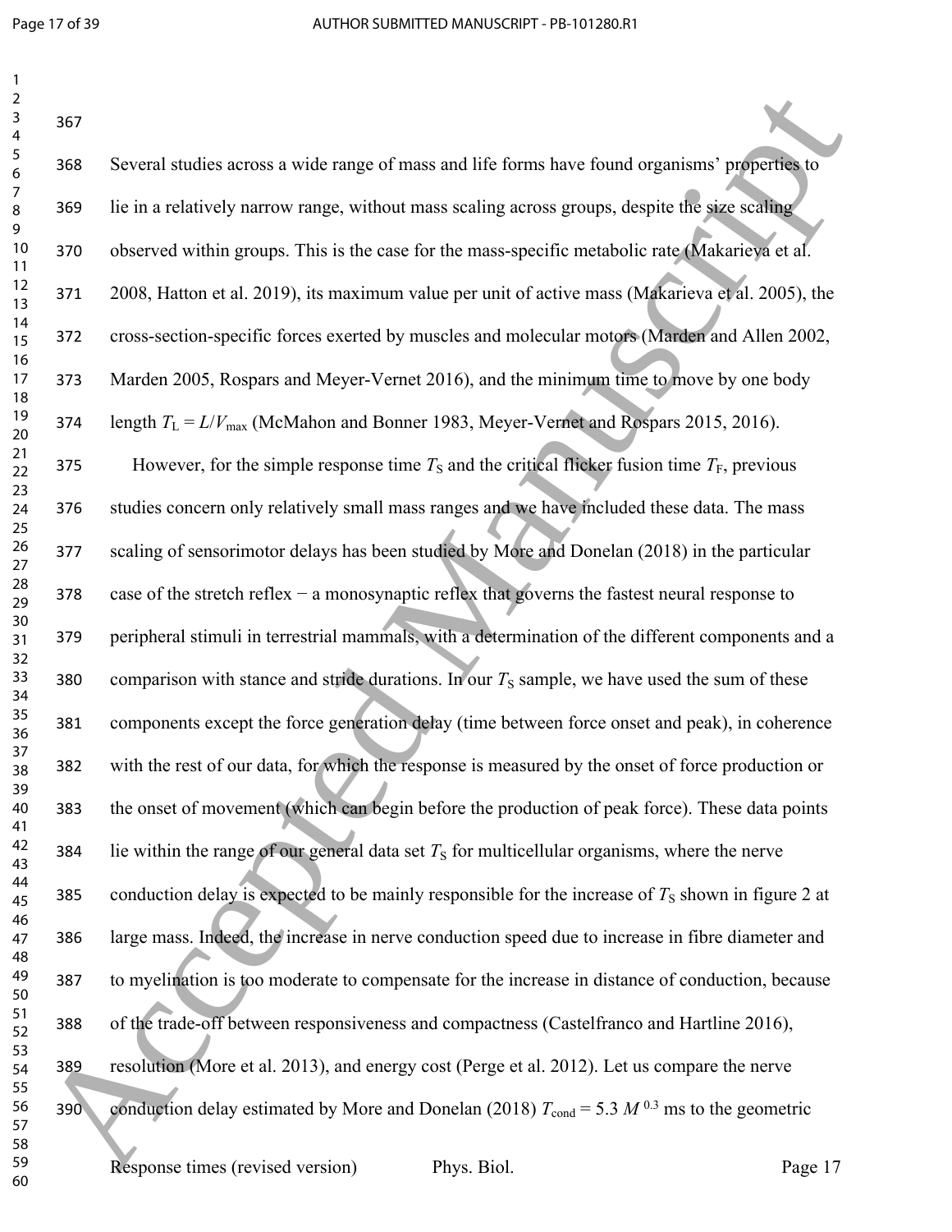Several studies across a wide range of mass and life forms have found organisms' properties to lie in a relatively narrow range, without mass scaling across groups, despite the size scaling observed within groups. This is the case for the mass-specific metabolic rate (Makarieva et al. 2008, Hatton et al. 2019), its maximum value per unit of active mass (Makarieva et al. 2005), the cross-section-specific forces exerted by muscles and molecular motors (Marden and Allen 2002, Marden 2005, Rospars and Meyer-Vernet 2016), and the minimum time to move by one body length $T_L = L/V_{max}$ (McMahon and Bonner 1983, Meyer-Vernet and Rospars 2015, 2016).

However, for the simple response time $T_S$ and the critical flicker fusion time $T_F$, previous studies concern only relatively small mass ranges and we have included these data. The mass scaling of sensorimotor delays has been studied by More and Donelan (2018) in the particular case of the stretch reflex − a monosynaptic reflex that governs the fastest neural response to peripheral stimuli in terrestrial mammals, with a determination of the different components and a comparison with stance and stride durations. In our $T_S$ sample, we have used the sum of these components except the force generation delay (time between force onset and peak), in coherence with the rest of our data, for which the response is measured by the onset of force production or the onset of movement (which can begin before the production of peak force). These data points lie within the range of our general data set $T_S$ for multicellular organisms, where the nerve conduction delay is expected to be mainly responsible for the increase of $T_S$ shown in figure 2 at large mass. Indeed, the increase in nerve conduction speed due to increase in fibre diameter and to myelination is too moderate to compensate for the increase in distance of conduction, because of the trade-off between responsiveness and compactness (Castelfranco and Hartline 2016), resolution (More et al. 2013), and energy cost (Perge et al. 2012). Let us compare the nerve conduction delay estimated by More and Donelan (2018) $T_{cond} = 5.3\ M^{0.3}$ ms to the geometric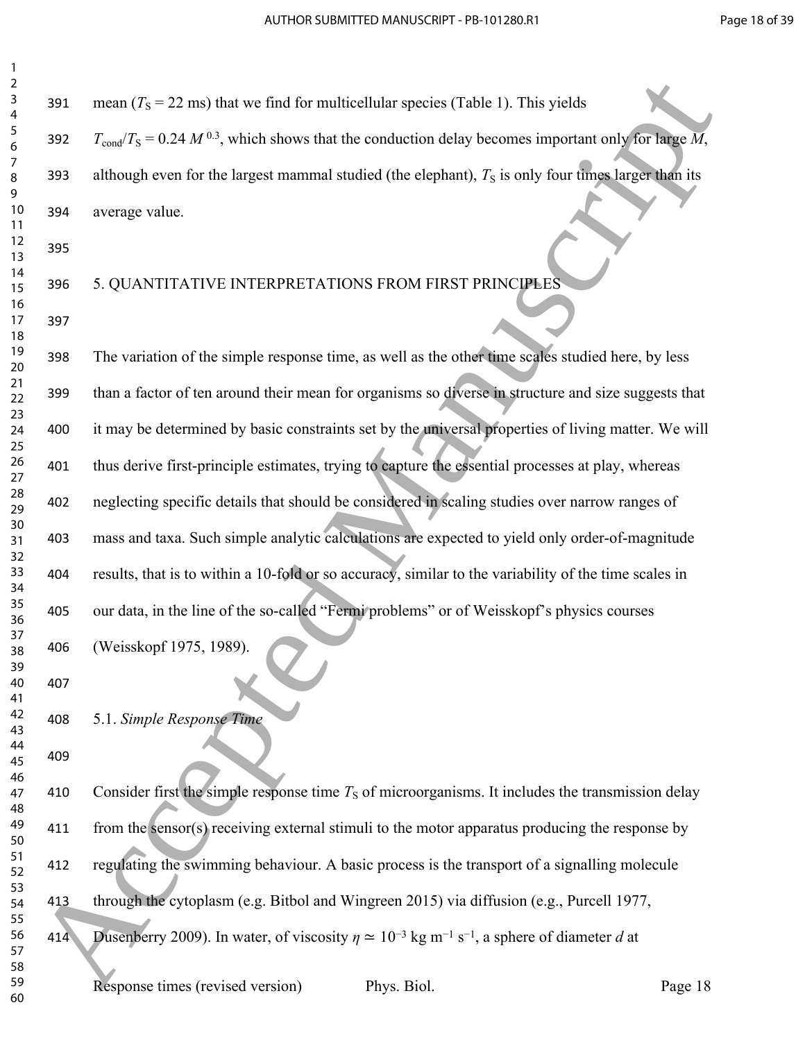mean ($T_S$ = 22 ms) that we find for multicellular species (Table 1). This yields $T_{cond}/T_S = 0.24\ M^{0.3}$, which shows that the conduction delay becomes important only for large $M$, although even for the largest mammal studied (the elephant), $T_S$ is only four times larger than its average value.

## 5. QUANTITATIVE INTERPRETATIONS FROM FIRST PRINCIPLES

The variation of the simple response time, as well as the other time scales studied here, by less than a factor of ten around their mean for organisms so diverse in structure and size suggests that it may be determined by basic constraints set by the universal properties of living matter. We will thus derive first-principle estimates, trying to capture the essential processes at play, whereas neglecting specific details that should be considered in scaling studies over narrow ranges of mass and taxa. Such simple analytic calculations are expected to yield only order-of-magnitude results, that is to within a 10-fold or so accuracy, similar to the variability of the time scales in our data, in the line of the so-called "Fermi problems" or of Weisskopf's physics courses (Weisskopf 1975, 1989).

### 5.1. *Simple Response Time*

Consider first the simple response time $T_S$ of microorganisms. It includes the transmission delay from the sensor(s) receiving external stimuli to the motor apparatus producing the response by regulating the swimming behaviour. A basic process is the transport of a signalling molecule through the cytoplasm (e.g. Bitbol and Wingreen 2015) via diffusion (e.g., Purcell 1977, Dusenberry 2009). In water, of viscosity $\eta \simeq 10^{-3}$ kg m$^{-1}$ s$^{-1}$, a sphere of diameter $d$ at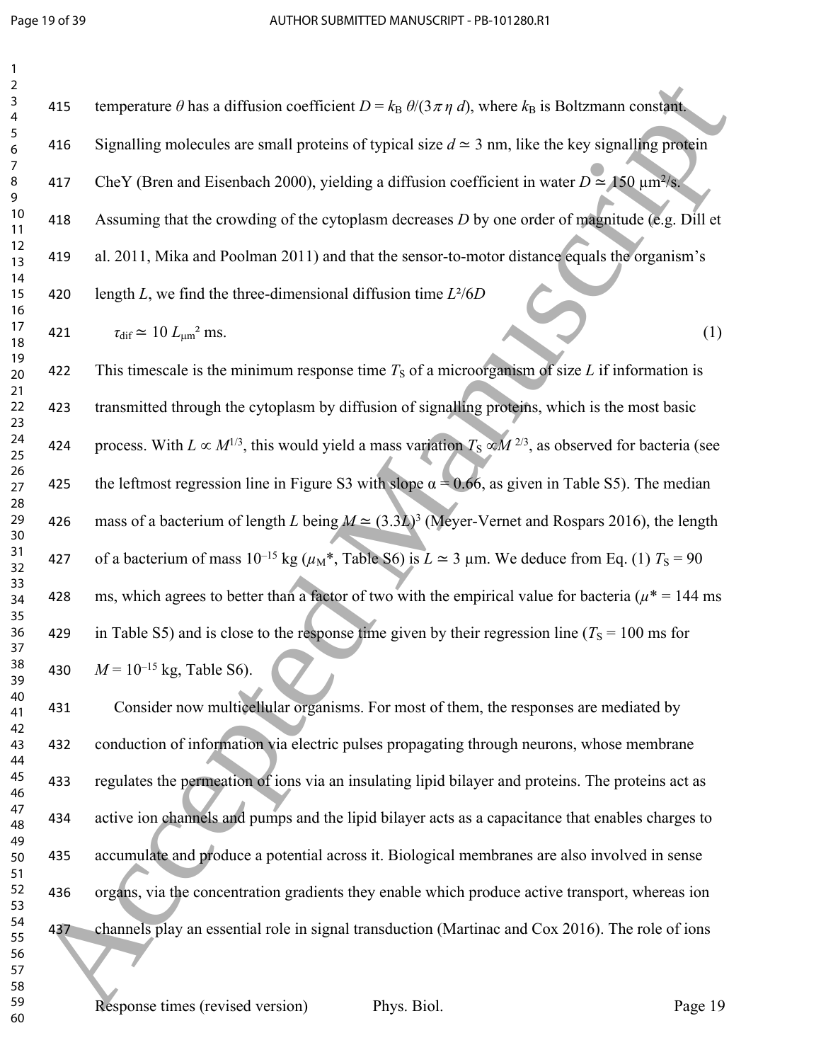temperature $\theta$ has a diffusion coefficient $D = k_B\,\theta/(3\pi\,\eta\,d)$, where $k_B$ is Boltzmann constant. Signalling molecules are small proteins of typical size $d \simeq 3$ nm, like the key signalling protein CheY (Bren and Eisenbach 2000), yielding a diffusion coefficient in water $D \simeq 150$ µm²/s. Assuming that the crowding of the cytoplasm decreases $D$ by one order of magnitude (e.g. Dill et al. 2011, Mika and Poolman 2011) and that the sensor-to-motor distance equals the organism's length $L$, we find the three-dimensional diffusion time $L^2/6D$

$$\tau_{\rm dif} \simeq 10\, L_{\mu\rm m}^2 \text{ ms.} \tag{1}$$

This timescale is the minimum response time $T_S$ of a microorganism of size $L$ if information is transmitted through the cytoplasm by diffusion of signalling proteins, which is the most basic process. With $L \propto M^{1/3}$, this would yield a mass variation $T_S \propto M^{2/3}$, as observed for bacteria (see the leftmost regression line in Figure S3 with slope $\alpha = 0.66$, as given in Table S5). The median mass of a bacterium of length $L$ being $M \simeq (3.3L)^3$ (Meyer-Vernet and Rospars 2016), the length of a bacterium of mass $10^{-15}$ kg ($\mu_M$*, Table S6) is $L \simeq 3$ µm. We deduce from Eq. (1) $T_S = 90$ ms, which agrees to better than a factor of two with the empirical value for bacteria ($\mu^* = 144$ ms in Table S5) and is close to the response time given by their regression line ($T_S = 100$ ms for $M = 10^{-15}$ kg, Table S6).

Consider now multicellular organisms. For most of them, the responses are mediated by conduction of information via electric pulses propagating through neurons, whose membrane regulates the permeation of ions via an insulating lipid bilayer and proteins. The proteins act as active ion channels and pumps and the lipid bilayer acts as a capacitance that enables charges to accumulate and produce a potential across it. Biological membranes are also involved in sense organs, via the concentration gradients they enable which produce active transport, whereas ion channels play an essential role in signal transduction (Martinac and Cox 2016). The role of ions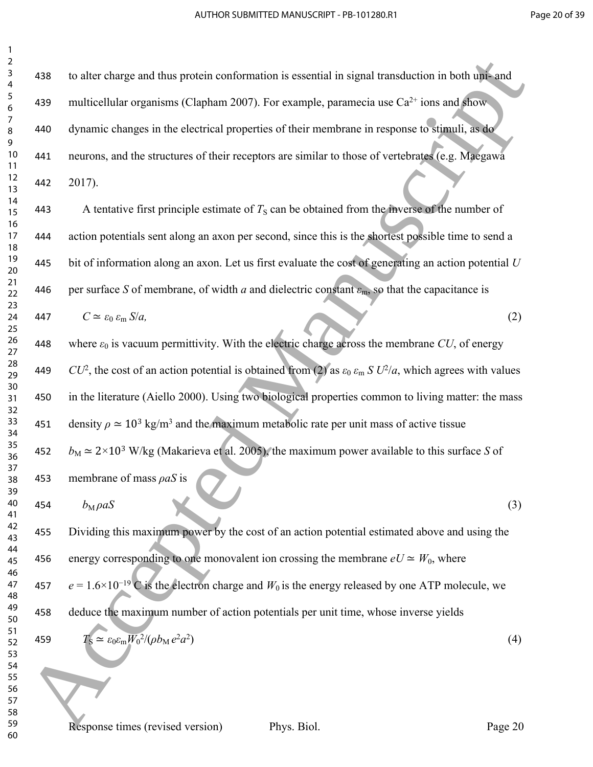to alter charge and thus protein conformation is essential in signal transduction in both uni- and multicellular organisms (Clapham 2007). For example, paramecia use $Ca^{2+}$ ions and show dynamic changes in the electrical properties of their membrane in response to stimuli, as do neurons, and the structures of their receptors are similar to those of vertebrates (e.g. Maegawa 2017).

A tentative first principle estimate of $T_S$ can be obtained from the inverse of the number of action potentials sent along an axon per second, since this is the shortest possible time to send a bit of information along an axon. Let us first evaluate the cost of generating an action potential $U$ per surface $S$ of membrane, of width $a$ and dielectric constant $\varepsilon_m$, so that the capacitance is

$$C \simeq \varepsilon_0 \, \varepsilon_m \, S/a, \tag{2}$$

where $\varepsilon_0$ is vacuum permittivity. With the electric charge across the membrane $CU$, of energy $CU^2$, the cost of an action potential is obtained from (2) as $\varepsilon_0 \, \varepsilon_m \, S \, U^2/a$, which agrees with values in the literature (Aiello 2000). Using two biological properties common to living matter: the mass density $\rho \simeq 10^3$ kg/m$^3$ and the maximum metabolic rate per unit mass of active tissue $b_M \simeq 2{\times}10^3$ W/kg (Makarieva et al. 2005), the maximum power available to this surface $S$ of membrane of mass $\rho a S$ is

$$b_M \rho a S \tag{3}$$

Dividing this maximum power by the cost of an action potential estimated above and using the energy corresponding to one monovalent ion crossing the membrane $eU \simeq W_0$, where $e = 1.6{\times}10^{-19}$ C is the electron charge and $W_0$ is the energy released by one ATP molecule, we deduce the maximum number of action potentials per unit time, whose inverse yields

$$T_S \simeq \varepsilon_0 \varepsilon_m W_0^2/(\rho b_M \, e^2 a^2) \tag{4}$$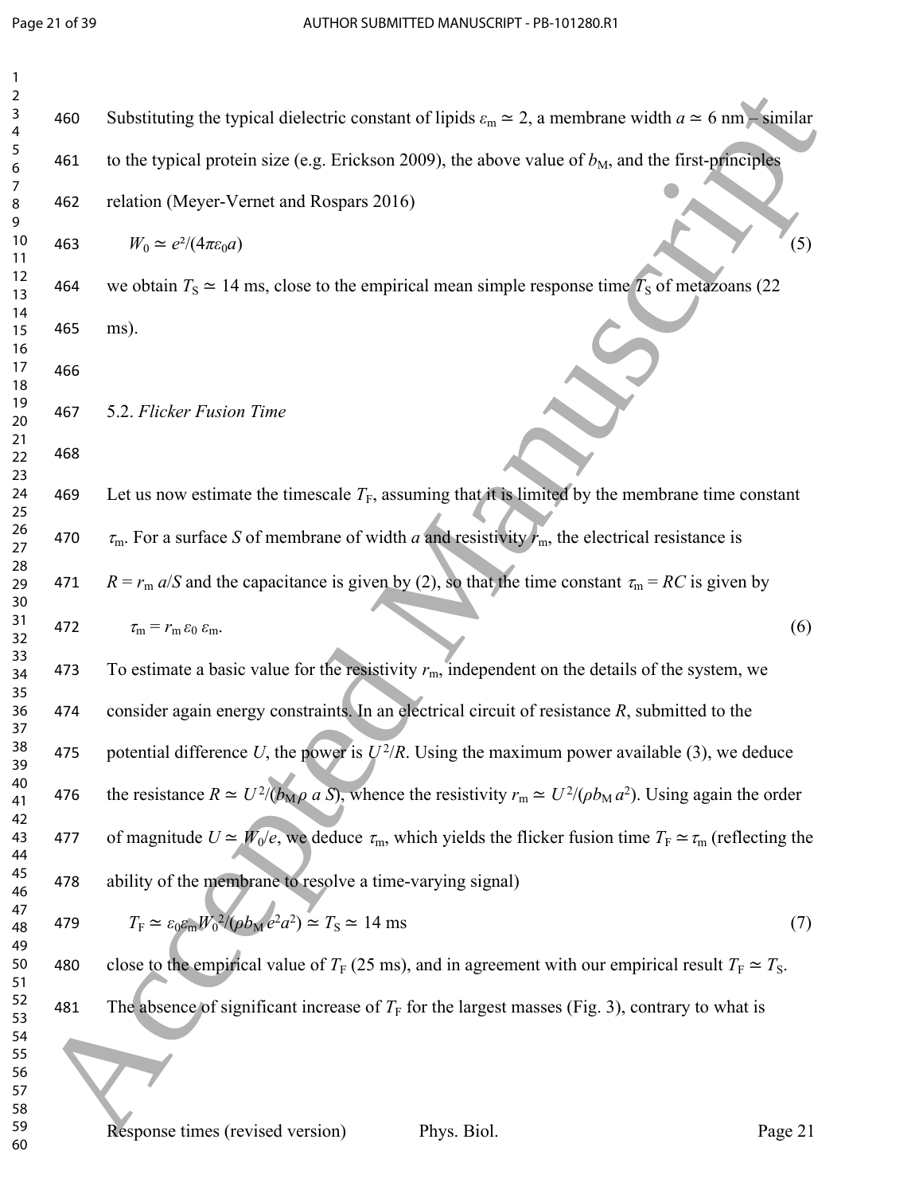Substituting the typical dielectric constant of lipids $\varepsilon_m \simeq 2$, a membrane width $a \simeq 6$ nm – similar to the typical protein size (e.g. Erickson 2009), the above value of $b_M$, and the first-principles relation (Meyer-Vernet and Rospars 2016)

$$W_0 \simeq e^2/(4\pi\varepsilon_0 a) \quad (5)$$

we obtain $T_S \simeq 14$ ms, close to the empirical mean simple response time $T_S$ of metazoans (22 ms).

5.2. *Flicker Fusion Time*

Let us now estimate the timescale $T_F$, assuming that it is limited by the membrane time constant $\tau_m$. For a surface $S$ of membrane of width $a$ and resistivity $r_m$, the electrical resistance is $R = r_m\, a/S$ and the capacitance is given by (2), so that the time constant $\tau_m = RC$ is given by

$$\tau_m = r_m\, \varepsilon_0\, \varepsilon_m. \quad (6)$$

To estimate a basic value for the resistivity $r_m$, independent on the details of the system, we consider again energy constraints. In an electrical circuit of resistance $R$, submitted to the potential difference $U$, the power is $U^2/R$. Using the maximum power available (3), we deduce the resistance $R \simeq U^2/(b_M \rho\, a\, S)$, whence the resistivity $r_m \simeq U^2/(\rho b_M\, a^2)$. Using again the order of magnitude $U \simeq W_0/e$, we deduce $\tau_m$, which yields the flicker fusion time $T_F \simeq \tau_m$ (reflecting the ability of the membrane to resolve a time-varying signal)

$$T_F \simeq \varepsilon_0 \varepsilon_m W_0^2/(\rho b_M\, e^2 a^2) \simeq T_S \simeq 14 \text{ ms} \quad (7)$$

close to the empirical value of $T_F$ (25 ms), and in agreement with our empirical result $T_F \simeq T_S$. The absence of significant increase of $T_F$ for the largest masses (Fig. 3), contrary to what is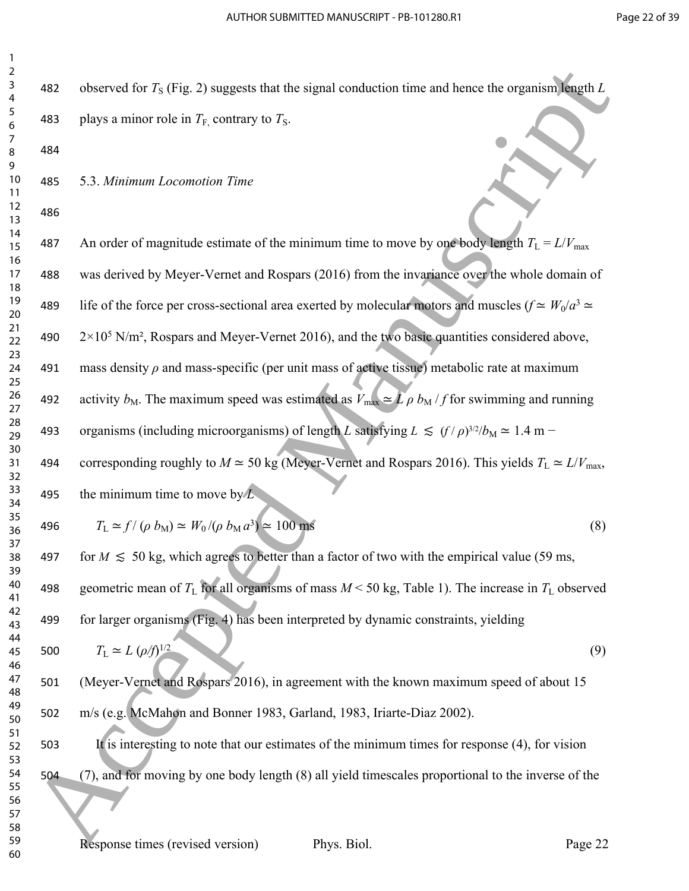observed for $T_S$ (Fig. 2) suggests that the signal conduction time and hence the organism length $L$ plays a minor role in $T_F$, contrary to $T_S$.

5.3. *Minimum Locomotion Time*

An order of magnitude estimate of the minimum time to move by one body length $T_L = L/V_{max}$ was derived by Meyer-Vernet and Rospars (2016) from the invariance over the whole domain of life of the force per cross-sectional area exerted by molecular motors and muscles ($f \simeq W_0/a^3 \simeq 2\times10^5$ N/m², Rospars and Meyer-Vernet 2016), and the two basic quantities considered above, mass density $\rho$ and mass-specific (per unit mass of active tissue) metabolic rate at maximum activity $b_M$. The maximum speed was estimated as $V_{max} \simeq L\, \rho\, b_M / f$ for swimming and running organisms (including microorganisms) of length $L$ satisfying $L \lesssim (f/\rho)^{3/2}/b_M \simeq 1.4$ m − corresponding roughly to $M \simeq 50$ kg (Meyer-Vernet and Rospars 2016). This yields $T_L \simeq L/V_{max}$, the minimum time to move by $L$

$$T_L \simeq f/(\rho\, b_M) \simeq W_0/(\rho\, b_M\, a^3) \simeq 100 \text{ ms} \tag{8}$$

for $M \lesssim 50$ kg, which agrees to better than a factor of two with the empirical value (59 ms, geometric mean of $T_L$ for all organisms of mass $M < 50$ kg, Table 1). The increase in $T_L$ observed for larger organisms (Fig. 4) has been interpreted by dynamic constraints, yielding

$$T_L \simeq L\, (\rho/f)^{1/2} \tag{9}$$

(Meyer-Vernet and Rospars 2016), in agreement with the known maximum speed of about 15 m/s (e.g. McMahon and Bonner 1983, Garland, 1983, Iriarte-Diaz 2002).

It is interesting to note that our estimates of the minimum times for response (4), for vision (7), and for moving by one body length (8) all yield timescales proportional to the inverse of the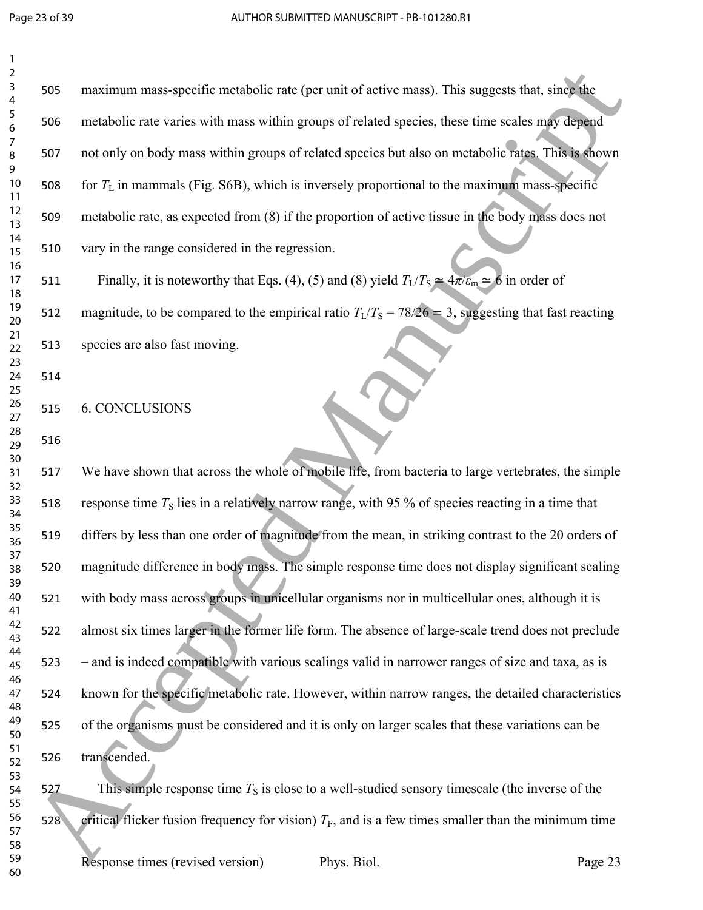maximum mass-specific metabolic rate (per unit of active mass). This suggests that, since the metabolic rate varies with mass within groups of related species, these time scales may depend not only on body mass within groups of related species but also on metabolic rates. This is shown for $T_L$ in mammals (Fig. S6B), which is inversely proportional to the maximum mass-specific metabolic rate, as expected from (8) if the proportion of active tissue in the body mass does not vary in the range considered in the regression.

Finally, it is noteworthy that Eqs. (4), (5) and (8) yield $T_L/T_S \simeq 4\pi/\varepsilon_m \simeq 6$ in order of magnitude, to be compared to the empirical ratio $T_L/T_S = 78/26 = 3$, suggesting that fast reacting species are also fast moving.

## 6. CONCLUSIONS

We have shown that across the whole of mobile life, from bacteria to large vertebrates, the simple response time $T_S$ lies in a relatively narrow range, with 95 % of species reacting in a time that differs by less than one order of magnitude from the mean, in striking contrast to the 20 orders of magnitude difference in body mass. The simple response time does not display significant scaling with body mass across groups in unicellular organisms nor in multicellular ones, although it is almost six times larger in the former life form. The absence of large-scale trend does not preclude – and is indeed compatible with various scalings valid in narrower ranges of size and taxa, as is known for the specific metabolic rate. However, within narrow ranges, the detailed characteristics of the organisms must be considered and it is only on larger scales that these variations can be transcended.

This simple response time $T_S$ is close to a well-studied sensory timescale (the inverse of the critical flicker fusion frequency for vision) $T_F$, and is a few times smaller than the minimum time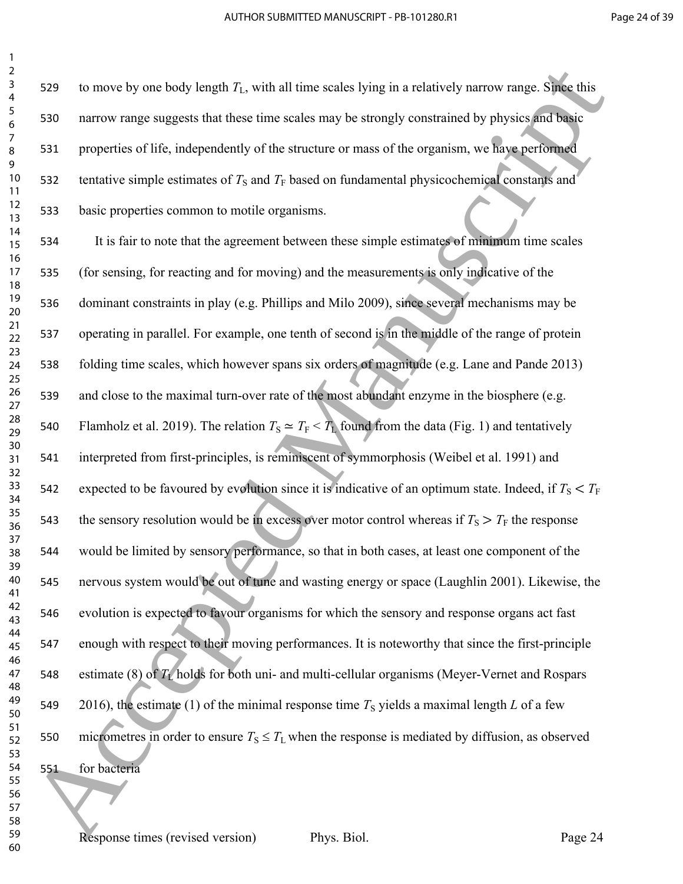to move by one body length $T_L$, with all time scales lying in a relatively narrow range. Since this narrow range suggests that these time scales may be strongly constrained by physics and basic properties of life, independently of the structure or mass of the organism, we have performed tentative simple estimates of $T_S$ and $T_F$ based on fundamental physicochemical constants and basic properties common to motile organisms.

It is fair to note that the agreement between these simple estimates of minimum time scales (for sensing, for reacting and for moving) and the measurements is only indicative of the dominant constraints in play (e.g. Phillips and Milo 2009), since several mechanisms may be operating in parallel. For example, one tenth of second is in the middle of the range of protein folding time scales, which however spans six orders of magnitude (e.g. Lane and Pande 2013) and close to the maximal turn-over rate of the most abundant enzyme in the biosphere (e.g. Flamholz et al. 2019). The relation $T_S \simeq T_F < T_L$ found from the data (Fig. 1) and tentatively interpreted from first-principles, is reminiscent of symmorphosis (Weibel et al. 1991) and expected to be favoured by evolution since it is indicative of an optimum state. Indeed, if $T_S < T_F$ the sensory resolution would be in excess over motor control whereas if $T_S > T_F$ the response would be limited by sensory performance, so that in both cases, at least one component of the nervous system would be out of tune and wasting energy or space (Laughlin 2001). Likewise, the evolution is expected to favour organisms for which the sensory and response organs act fast enough with respect to their moving performances. It is noteworthy that since the first-principle estimate (8) of $T_L$ holds for both uni- and multi-cellular organisms (Meyer-Vernet and Rospars 2016), the estimate (1) of the minimal response time $T_S$ yields a maximal length $L$ of a few micrometres in order to ensure $T_S \leq T_L$ when the response is mediated by diffusion, as observed for bacteria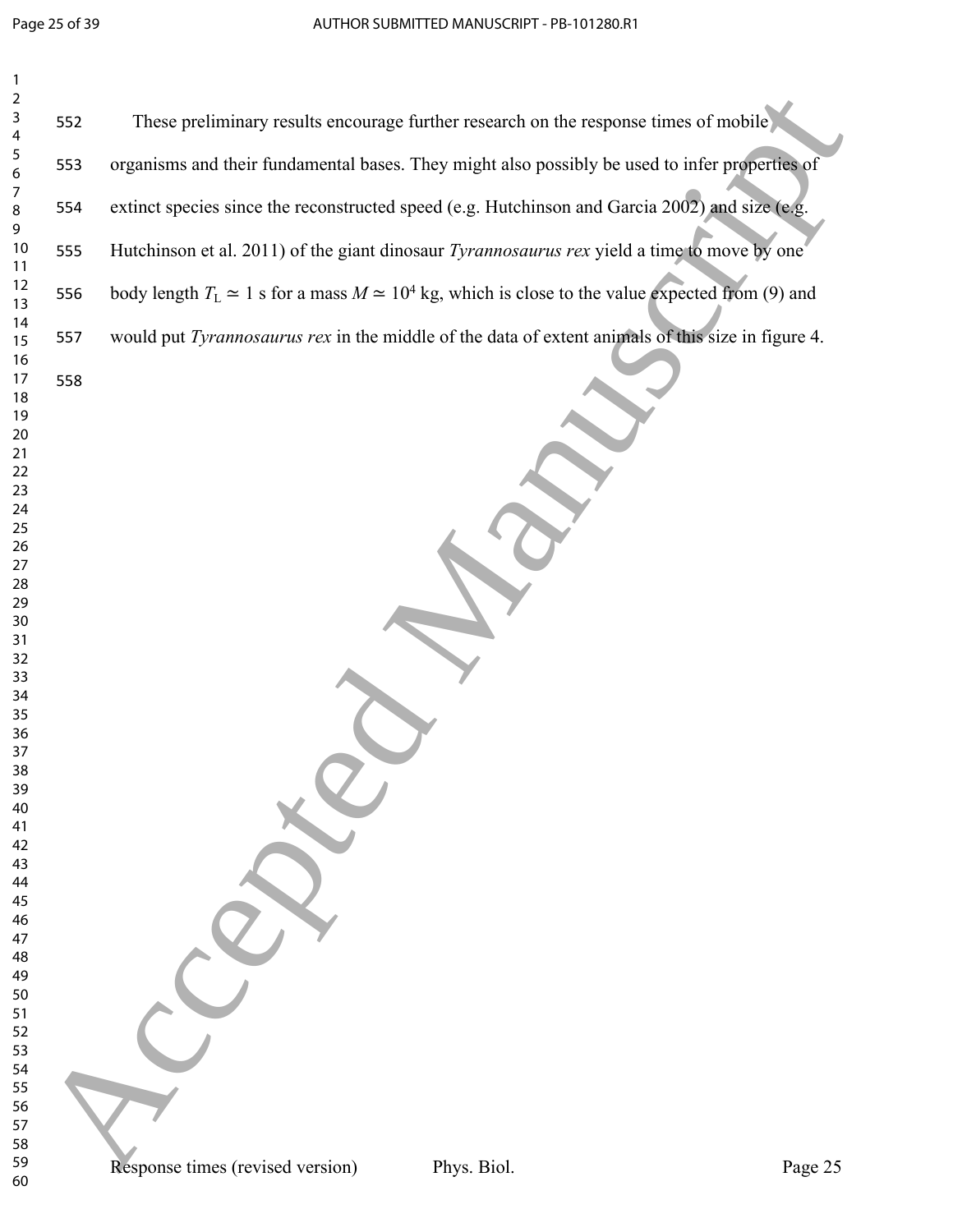These preliminary results encourage further research on the response times of mobile organisms and their fundamental bases. They might also possibly be used to infer properties of extinct species since the reconstructed speed (e.g. Hutchinson and Garcia 2002) and size (e.g. Hutchinson et al. 2011) of the giant dinosaur *Tyrannosaurus rex* yield a time to move by one body length $T_L \simeq 1$ s for a mass $M \simeq 10^4$ kg, which is close to the value expected from (9) and would put *Tyrannosaurus rex* in the middle of the data of extent animals of this size in figure 4.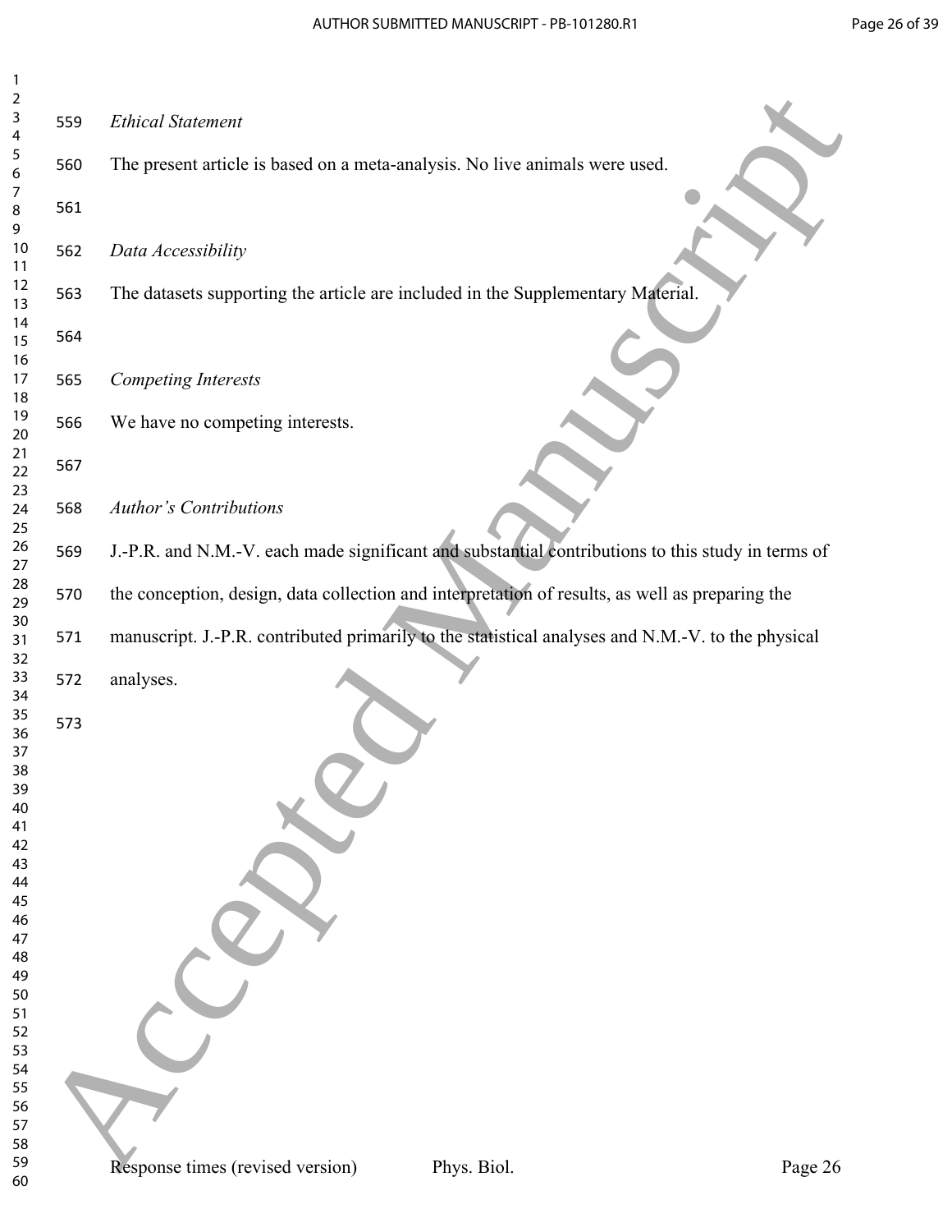*Ethical Statement*

The present article is based on a meta-analysis. No live animals were used.

*Data Accessibility*

The datasets supporting the article are included in the Supplementary Material.

*Competing Interests*

We have no competing interests.

*Author's Contributions*

J.-P.R. and N.M.-V. each made significant and substantial contributions to this study in terms of the conception, design, data collection and interpretation of results, as well as preparing the manuscript. J.-P.R. contributed primarily to the statistical analyses and N.M.-V. to the physical analyses.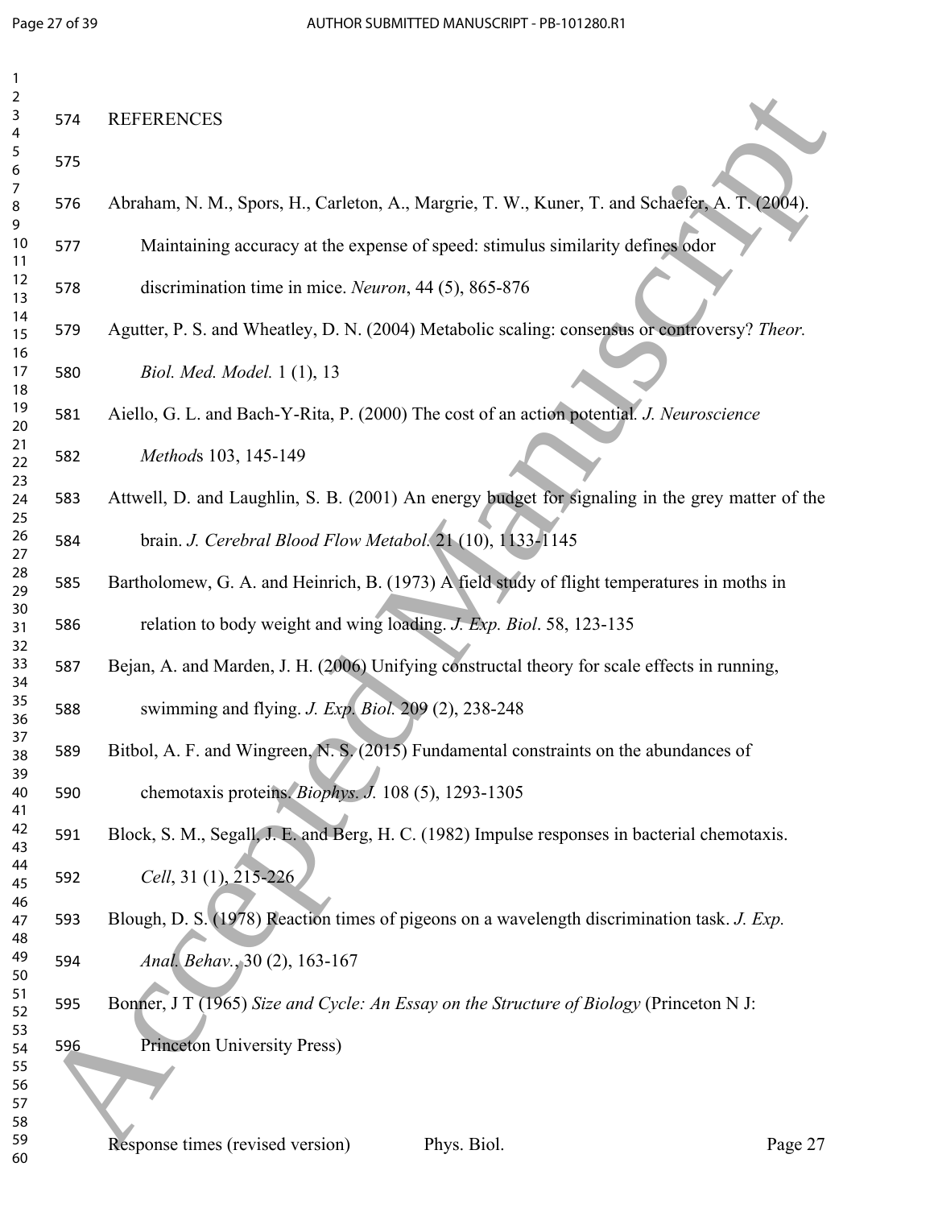# REFERENCES

Abraham, N. M., Spors, H., Carleton, A., Margrie, T. W., Kuner, T. and Schaefer, A. T. (2004). Maintaining accuracy at the expense of speed: stimulus similarity defines odor discrimination time in mice. *Neuron*, 44 (5), 865-876

Agutter, P. S. and Wheatley, D. N. (2004) Metabolic scaling: consensus or controversy? *Theor. Biol. Med. Model.* 1 (1), 13

Aiello, G. L. and Bach-Y-Rita, P. (2000) The cost of an action potential. *J. Neuroscience Methods* 103, 145-149

Attwell, D. and Laughlin, S. B. (2001) An energy budget for signaling in the grey matter of the brain. *J. Cerebral Blood Flow Metabol.* 21 (10), 1133-1145

Bartholomew, G. A. and Heinrich, B. (1973) A field study of flight temperatures in moths in relation to body weight and wing loading. *J. Exp. Biol*. 58, 123-135

Bejan, A. and Marden, J. H. (2006) Unifying constructal theory for scale effects in running, swimming and flying. *J. Exp. Biol.* 209 (2), 238-248

Bitbol, A. F. and Wingreen, N. S. (2015) Fundamental constraints on the abundances of chemotaxis proteins. *Biophys. J.* 108 (5), 1293-1305

Block, S. M., Segall, J. E. and Berg, H. C. (1982) Impulse responses in bacterial chemotaxis. *Cell*, 31 (1), 215-226

Blough, D. S. (1978) Reaction times of pigeons on a wavelength discrimination task. *J. Exp. Anal. Behav.*, 30 (2), 163-167

Bonner, J T (1965) *Size and Cycle: An Essay on the Structure of Biology* (Princeton N J: Princeton University Press)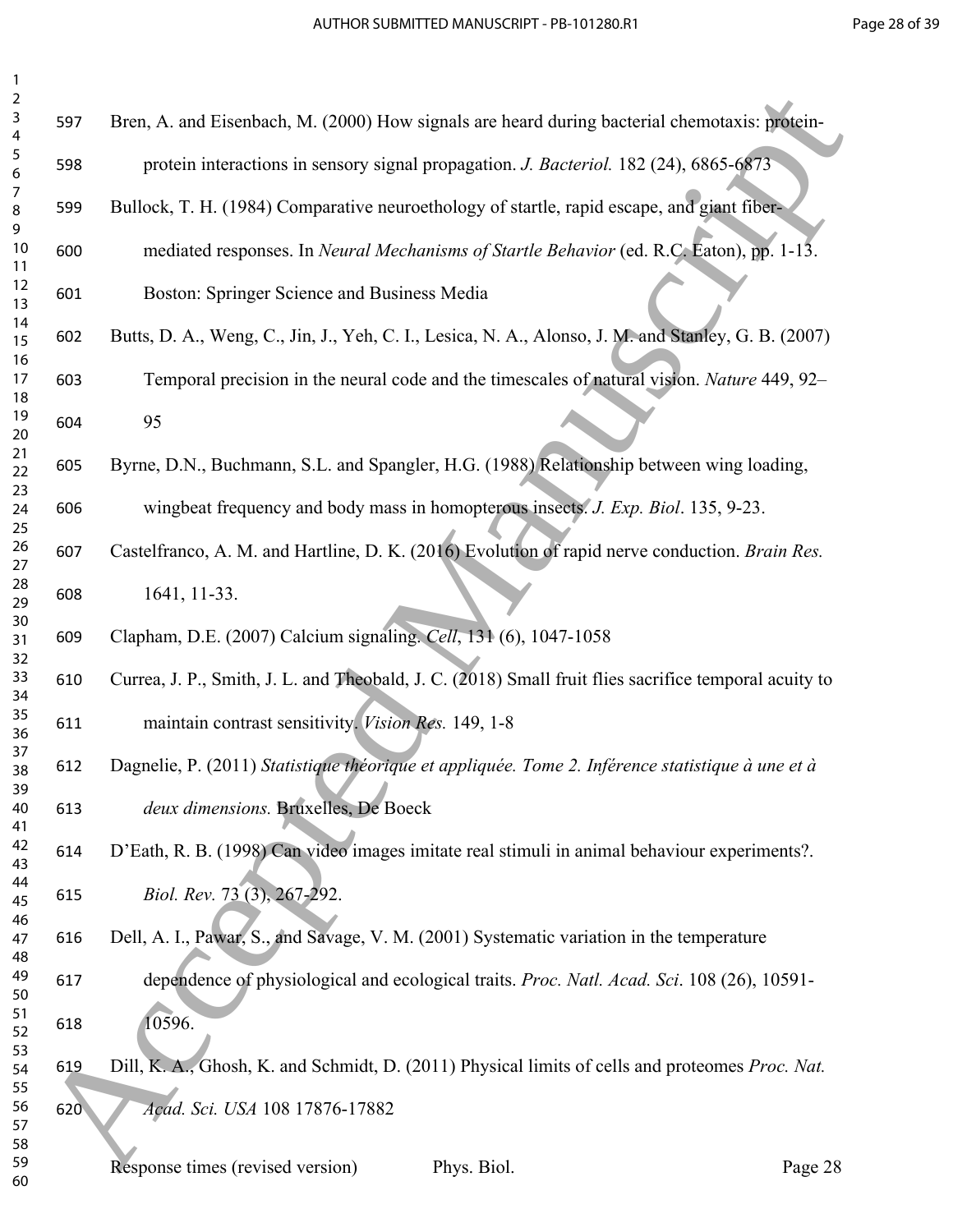Bren, A. and Eisenbach, M. (2000) How signals are heard during bacterial chemotaxis: protein-protein interactions in sensory signal propagation. *J. Bacteriol.* 182 (24), 6865-6873

Bullock, T. H. (1984) Comparative neuroethology of startle, rapid escape, and giant fiber-mediated responses. In *Neural Mechanisms of Startle Behavior* (ed. R.C. Eaton), pp. 1-13. Boston: Springer Science and Business Media

Butts, D. A., Weng, C., Jin, J., Yeh, C. I., Lesica, N. A., Alonso, J. M. and Stanley, G. B. (2007) Temporal precision in the neural code and the timescales of natural vision. *Nature* 449, 92–95

Byrne, D.N., Buchmann, S.L. and Spangler, H.G. (1988) Relationship between wing loading, wingbeat frequency and body mass in homopterous insects. *J. Exp. Biol*. 135, 9-23.

Castelfranco, A. M. and Hartline, D. K. (2016) Evolution of rapid nerve conduction. *Brain Res.* 1641, 11-33.

Clapham, D.E. (2007) Calcium signaling. *Cell*, 131 (6), 1047-1058

Currea, J. P., Smith, J. L. and Theobald, J. C. (2018) Small fruit flies sacrifice temporal acuity to maintain contrast sensitivity. *Vision Res.* 149, 1-8

Dagnelie, P. (2011) *Statistique théorique et appliquée. Tome 2. Inférence statistique à une et à deux dimensions.* Bruxelles, De Boeck

D'Eath, R. B. (1998) Can video images imitate real stimuli in animal behaviour experiments?. *Biol. Rev.* 73 (3), 267-292.

Dell, A. I., Pawar, S., and Savage, V. M. (2001) Systematic variation in the temperature dependence of physiological and ecological traits. *Proc. Natl. Acad. Sci*. 108 (26), 10591-10596.

Dill, K. A., Ghosh, K. and Schmidt, D. (2011) Physical limits of cells and proteomes *Proc. Nat. Acad. Sci. USA* 108 17876-17882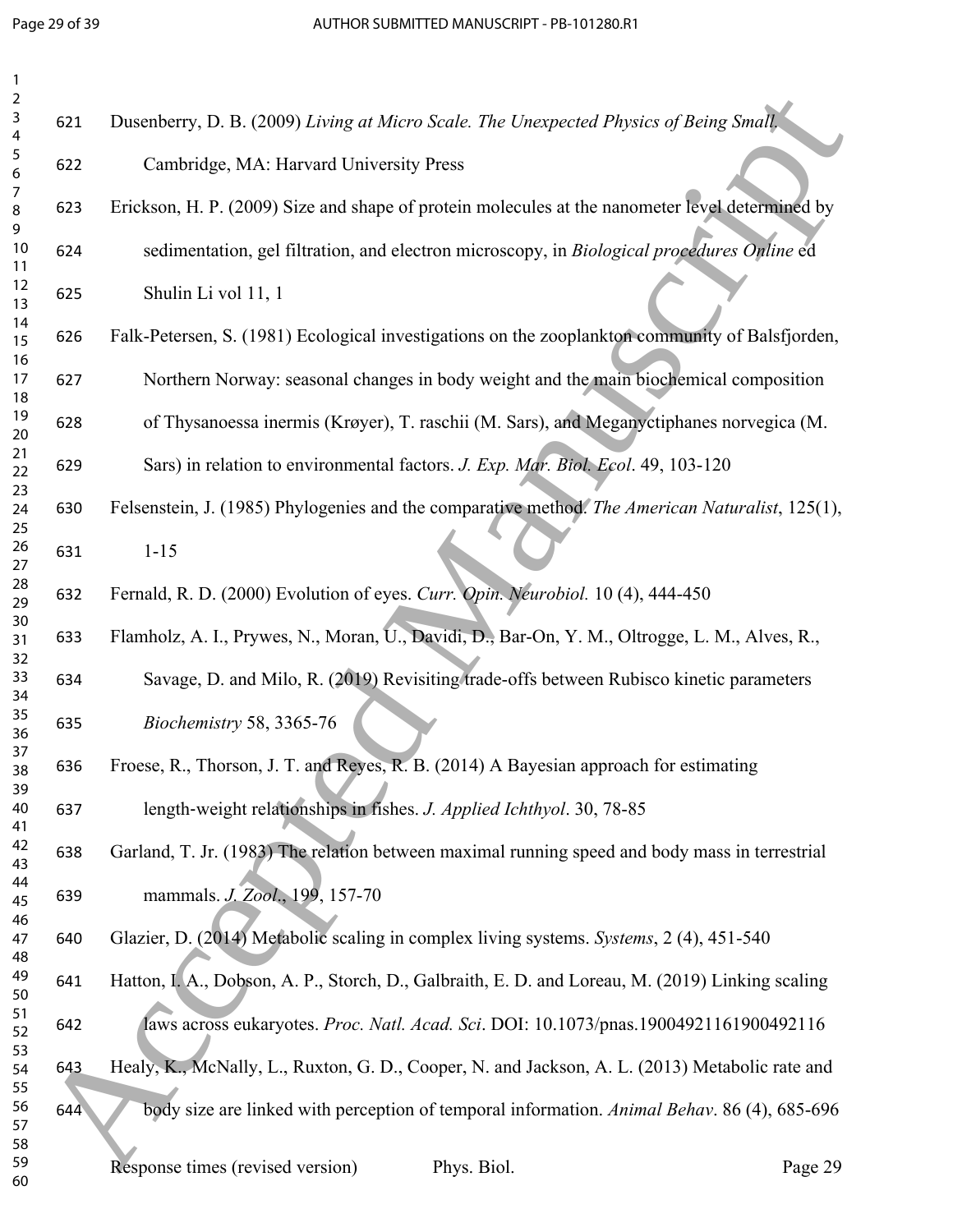Dusenberry, D. B. (2009) *Living at Micro Scale. The Unexpected Physics of Being Small.* Cambridge, MA: Harvard University Press

Erickson, H. P. (2009) Size and shape of protein molecules at the nanometer level determined by sedimentation, gel filtration, and electron microscopy, in *Biological procedures Online* ed Shulin Li vol 11, 1

Falk-Petersen, S. (1981) Ecological investigations on the zooplankton community of Balsfjorden, Northern Norway: seasonal changes in body weight and the main biochemical composition of Thysanoessa inermis (Krøyer), T. raschii (M. Sars), and Meganyctiphanes norvegica (M. Sars) in relation to environmental factors. *J. Exp. Mar. Biol. Ecol*. 49, 103-120

Felsenstein, J. (1985) Phylogenies and the comparative method. *The American Naturalist*, 125(1), 1-15

Fernald, R. D. (2000) Evolution of eyes. *Curr. Opin. Neurobiol.* 10 (4), 444-450

Flamholz, A. I., Prywes, N., Moran, U., Davidi, D., Bar-On, Y. M., Oltrogge, L. M., Alves, R., Savage, D. and Milo, R. (2019) Revisiting trade-offs between Rubisco kinetic parameters *Biochemistry* 58, 3365-76

Froese, R., Thorson, J. T. and Reyes, R. B. (2014) A Bayesian approach for estimating length-weight relationships in fishes. *J. Applied Ichthyol*. 30, 78-85

Garland, T. Jr. (1983) The relation between maximal running speed and body mass in terrestrial mammals. *J. Zool*., 199, 157-70

Glazier, D. (2014) Metabolic scaling in complex living systems. *Systems*, 2 (4), 451-540

Hatton, I. A., Dobson, A. P., Storch, D., Galbraith, E. D. and Loreau, M. (2019) Linking scaling laws across eukaryotes. *Proc. Natl. Acad. Sci*. DOI: 10.1073/pnas.19004921161900492116

Healy, K., McNally, L., Ruxton, G. D., Cooper, N. and Jackson, A. L. (2013) Metabolic rate and body size are linked with perception of temporal information. *Animal Behav*. 86 (4), 685-696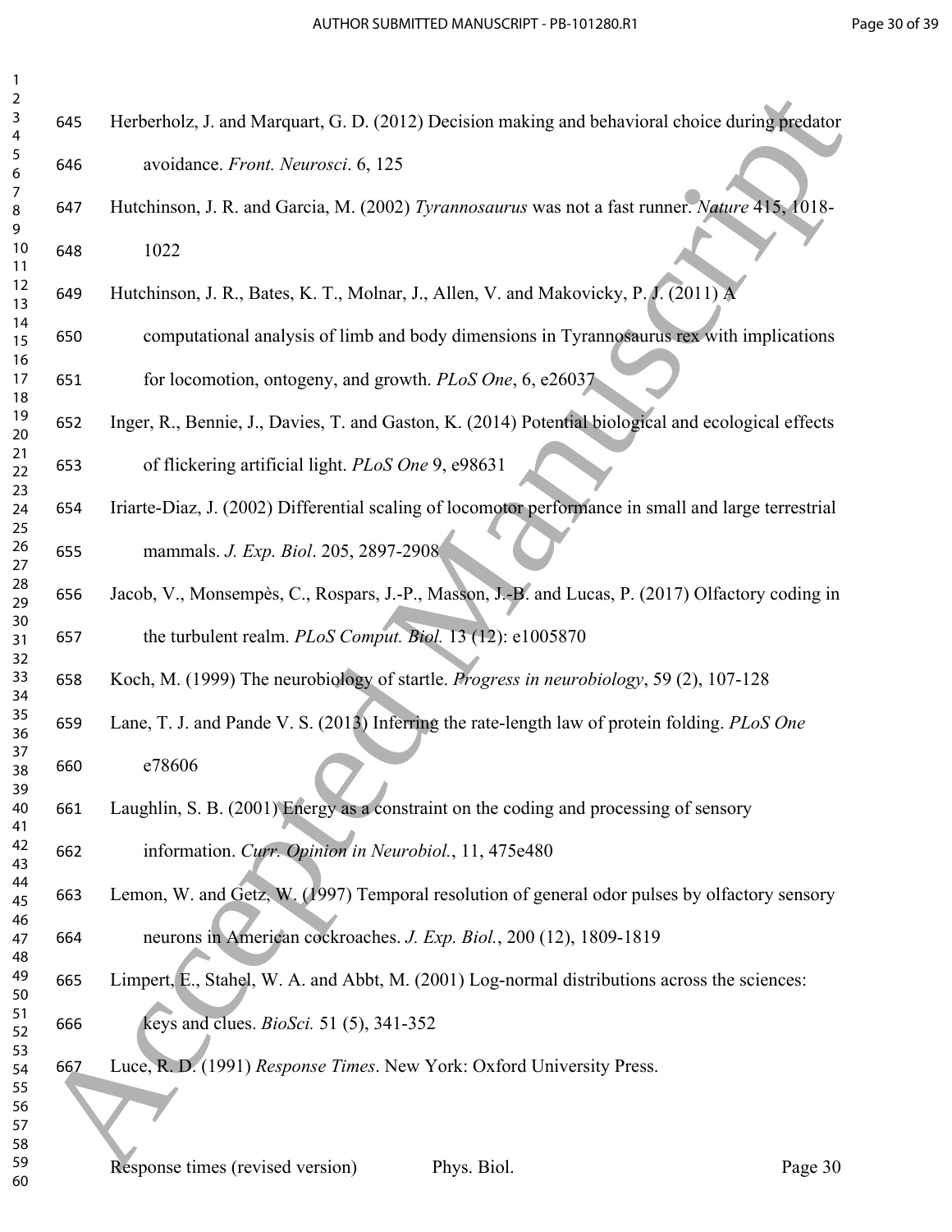Herberholz, J. and Marquart, G. D. (2012) Decision making and behavioral choice during predator avoidance. *Front. Neurosci*. 6, 125

Hutchinson, J. R. and Garcia, M. (2002) *Tyrannosaurus* was not a fast runner. *Nature* 415, 1018-1022

Hutchinson, J. R., Bates, K. T., Molnar, J., Allen, V. and Makovicky, P. J. (2011) A computational analysis of limb and body dimensions in Tyrannosaurus rex with implications for locomotion, ontogeny, and growth. *PLoS One*, 6, e26037

Inger, R., Bennie, J., Davies, T. and Gaston, K. (2014) Potential biological and ecological effects of flickering artificial light. *PLoS One* 9, e98631

Iriarte-Diaz, J. (2002) Differential scaling of locomotor performance in small and large terrestrial mammals. *J. Exp. Biol*. 205, 2897-2908

Jacob, V., Monsempès, C., Rospars, J.-P., Masson, J.-B. and Lucas, P. (2017) Olfactory coding in the turbulent realm. *PLoS Comput. Biol.* 13 (12): e1005870

Koch, M. (1999) The neurobiology of startle. *Progress in neurobiology*, 59 (2), 107-128

Lane, T. J. and Pande V. S. (2013) Inferring the rate-length law of protein folding. *PLoS One* e78606

Laughlin, S. B. (2001) Energy as a constraint on the coding and processing of sensory information. *Curr. Opinion in Neurobiol.*, 11, 475e480

Lemon, W. and Getz, W. (1997) Temporal resolution of general odor pulses by olfactory sensory neurons in American cockroaches. *J. Exp. Biol.*, 200 (12), 1809-1819

Limpert, E., Stahel, W. A. and Abbt, M. (2001) Log-normal distributions across the sciences: keys and clues. *BioSci.* 51 (5), 341-352

Luce, R. D. (1991) *Response Times*. New York: Oxford University Press.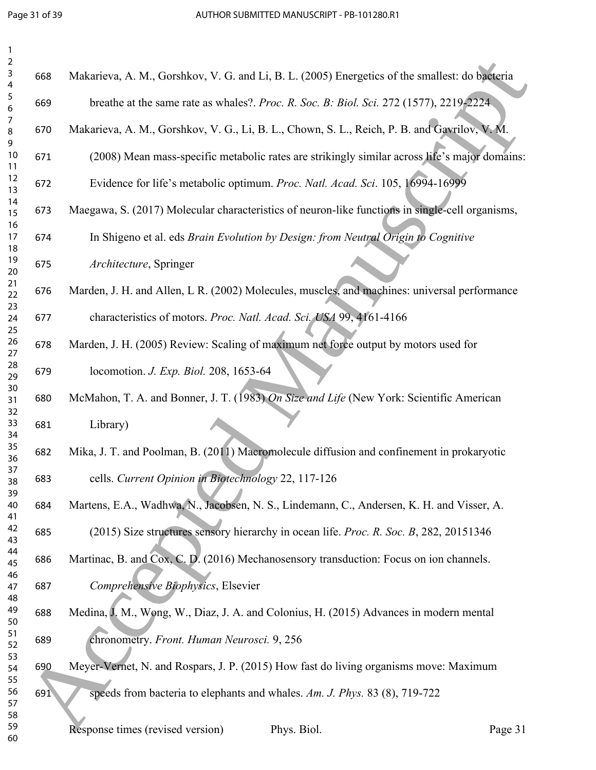Makarieva, A. M., Gorshkov, V. G. and Li, B. L. (2005) Energetics of the smallest: do bacteria breathe at the same rate as whales?. *Proc. R. Soc. B: Biol. Sci.* 272 (1577), 2219-2224

Makarieva, A. M., Gorshkov, V. G., Li, B. L., Chown, S. L., Reich, P. B. and Gavrilov, V. M. (2008) Mean mass-specific metabolic rates are strikingly similar across life's major domains: Evidence for life's metabolic optimum. *Proc. Natl. Acad. Sci*. 105, 16994-16999

Maegawa, S. (2017) Molecular characteristics of neuron-like functions in single-cell organisms, In Shigeno et al. eds *Brain Evolution by Design: from Neutral Origin to Cognitive Architecture*, Springer

Marden, J. H. and Allen, L R. (2002) Molecules, muscles, and machines: universal performance characteristics of motors. *Proc. Natl. Acad. Sci. USA* 99, 4161-4166

Marden, J. H. (2005) Review: Scaling of maximum net force output by motors used for locomotion. *J. Exp. Biol.* 208, 1653-64

McMahon, T. A. and Bonner, J. T. (1983) *On Size and Life* (New York: Scientific American Library)

Mika, J. T. and Poolman, B. (2011) Macromolecule diffusion and confinement in prokaryotic cells. *Current Opinion in Biotechnology* 22, 117-126

Martens, E.A., Wadhwa, N., Jacobsen, N. S., Lindemann, C., Andersen, K. H. and Visser, A. (2015) Size structures sensory hierarchy in ocean life. *Proc. R. Soc. B*, 282, 20151346

Martinac, B. and Cox, C. D. (2016) Mechanosensory transduction: Focus on ion channels. *Comprehensive Biophysics*, Elsevier

Medina, J. M., Wong, W., Diaz, J. A. and Colonius, H. (2015) Advances in modern mental chronometry. *Front. Human Neurosci.* 9, 256

Meyer-Vernet, N. and Rospars, J. P. (2015) How fast do living organisms move: Maximum speeds from bacteria to elephants and whales. *Am. J. Phys.* 83 (8), 719-722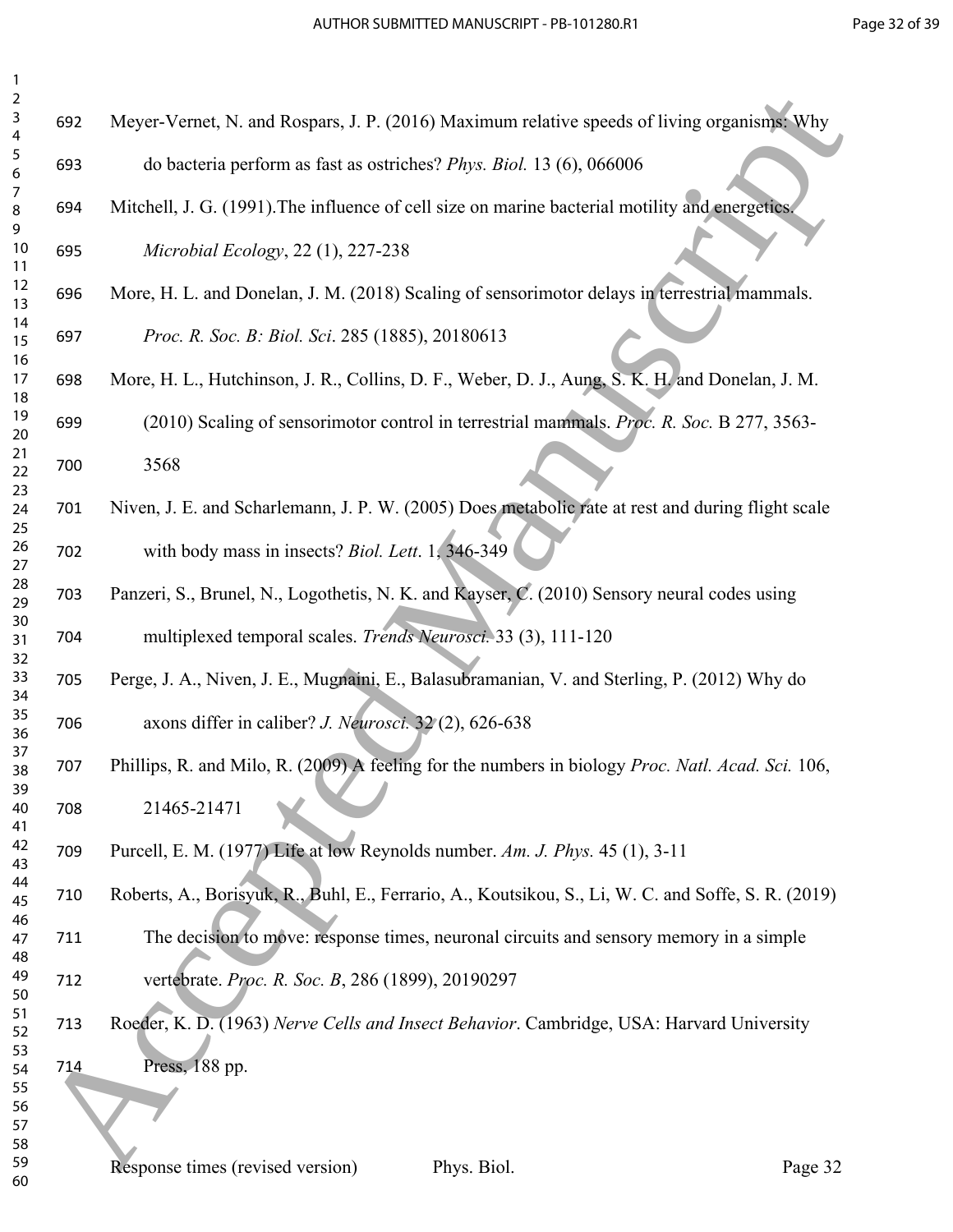Meyer-Vernet, N. and Rospars, J. P. (2016) Maximum relative speeds of living organisms: Why do bacteria perform as fast as ostriches? *Phys. Biol.* 13 (6), 066006

Mitchell, J. G. (1991).The influence of cell size on marine bacterial motility and energetics. *Microbial Ecology*, 22 (1), 227-238

More, H. L. and Donelan, J. M. (2018) Scaling of sensorimotor delays in terrestrial mammals. *Proc. R. Soc. B: Biol. Sci*. 285 (1885), 20180613

More, H. L., Hutchinson, J. R., Collins, D. F., Weber, D. J., Aung, S. K. H. and Donelan, J. M. (2010) Scaling of sensorimotor control in terrestrial mammals. *Proc. R. Soc.* B 277, 3563-3568

Niven, J. E. and Scharlemann, J. P. W. (2005) Does metabolic rate at rest and during flight scale with body mass in insects? *Biol. Lett*. 1, 346-349

Panzeri, S., Brunel, N., Logothetis, N. K. and Kayser, C. (2010) Sensory neural codes using multiplexed temporal scales. *Trends Neurosci.* 33 (3), 111-120

Perge, J. A., Niven, J. E., Mugnaini, E., Balasubramanian, V. and Sterling, P. (2012) Why do axons differ in caliber? *J. Neurosci.* 32 (2), 626-638

Phillips, R. and Milo, R. (2009) A feeling for the numbers in biology *Proc. Natl. Acad. Sci.* 106, 21465-21471

Purcell, E. M. (1977) Life at low Reynolds number. *Am. J. Phys.* 45 (1), 3-11

Roberts, A., Borisyuk, R., Buhl, E., Ferrario, A., Koutsikou, S., Li, W. C. and Soffe, S. R. (2019) The decision to move: response times, neuronal circuits and sensory memory in a simple vertebrate. *Proc. R. Soc. B*, 286 (1899), 20190297

Roeder, K. D. (1963) *Nerve Cells and Insect Behavior*. Cambridge, USA: Harvard University Press, 188 pp.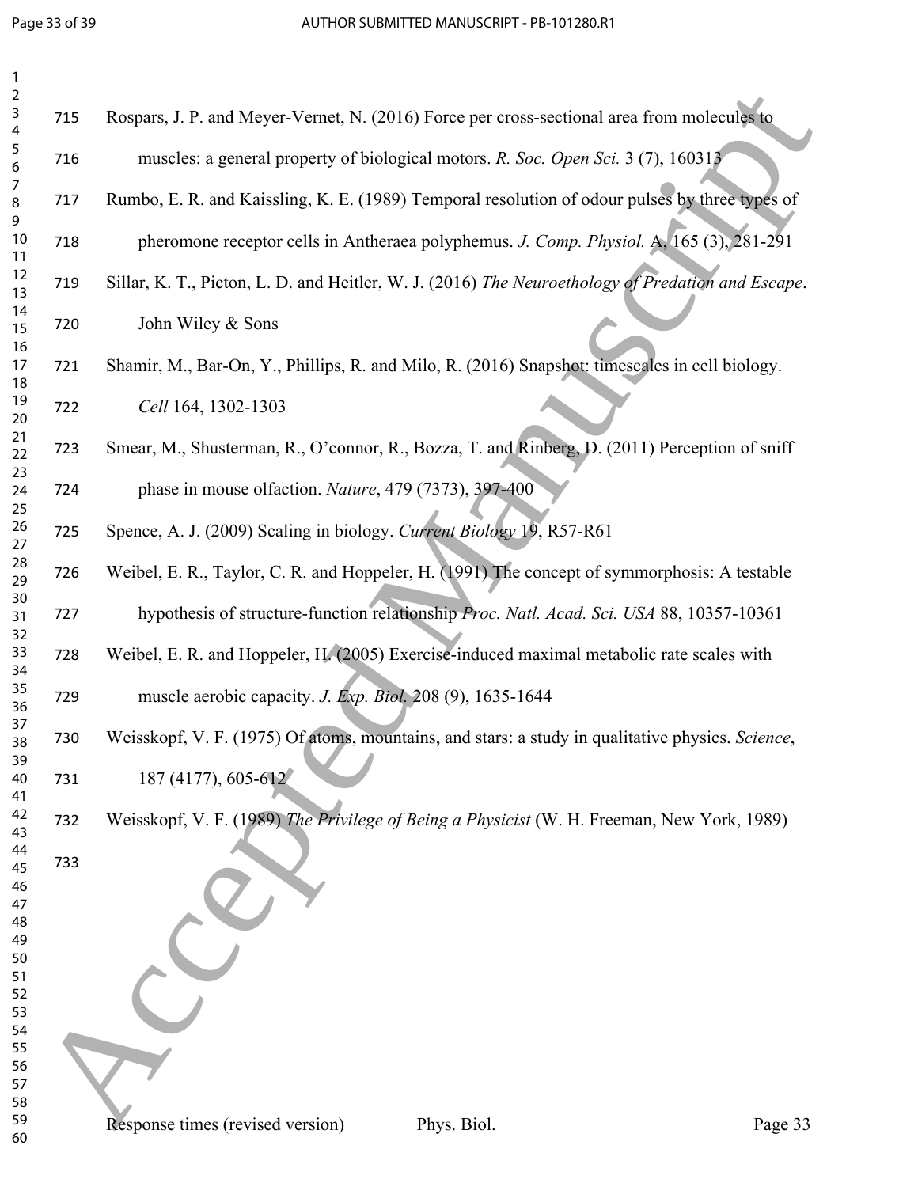Rospars, J. P. and Meyer-Vernet, N. (2016) Force per cross-sectional area from molecules to muscles: a general property of biological motors. *R. Soc. Open Sci.* 3 (7), 160313

Rumbo, E. R. and Kaissling, K. E. (1989) Temporal resolution of odour pulses by three types of pheromone receptor cells in Antheraea polyphemus. *J. Comp. Physiol. A*, 165 (3), 281-291

Sillar, K. T., Picton, L. D. and Heitler, W. J. (2016) *The Neuroethology of Predation and Escape*. John Wiley & Sons

Shamir, M., Bar-On, Y., Phillips, R. and Milo, R. (2016) Snapshot: timescales in cell biology. *Cell* 164, 1302-1303

Smear, M., Shusterman, R., O'connor, R., Bozza, T. and Rinberg, D. (2011) Perception of sniff phase in mouse olfaction. *Nature*, 479 (7373), 397-400

Spence, A. J. (2009) Scaling in biology. *Current Biology* 19, R57-R61

Weibel, E. R., Taylor, C. R. and Hoppeler, H. (1991) The concept of symmorphosis: A testable hypothesis of structure-function relationship *Proc. Natl. Acad. Sci. USA* 88, 10357-10361

Weibel, E. R. and Hoppeler, H. (2005) Exercise-induced maximal metabolic rate scales with muscle aerobic capacity. *J. Exp. Biol.* 208 (9), 1635-1644

Weisskopf, V. F. (1975) Of atoms, mountains, and stars: a study in qualitative physics. *Science*, 187 (4177), 605-612

Weisskopf, V. F. (1989) *The Privilege of Being a Physicist* (W. H. Freeman, New York, 1989)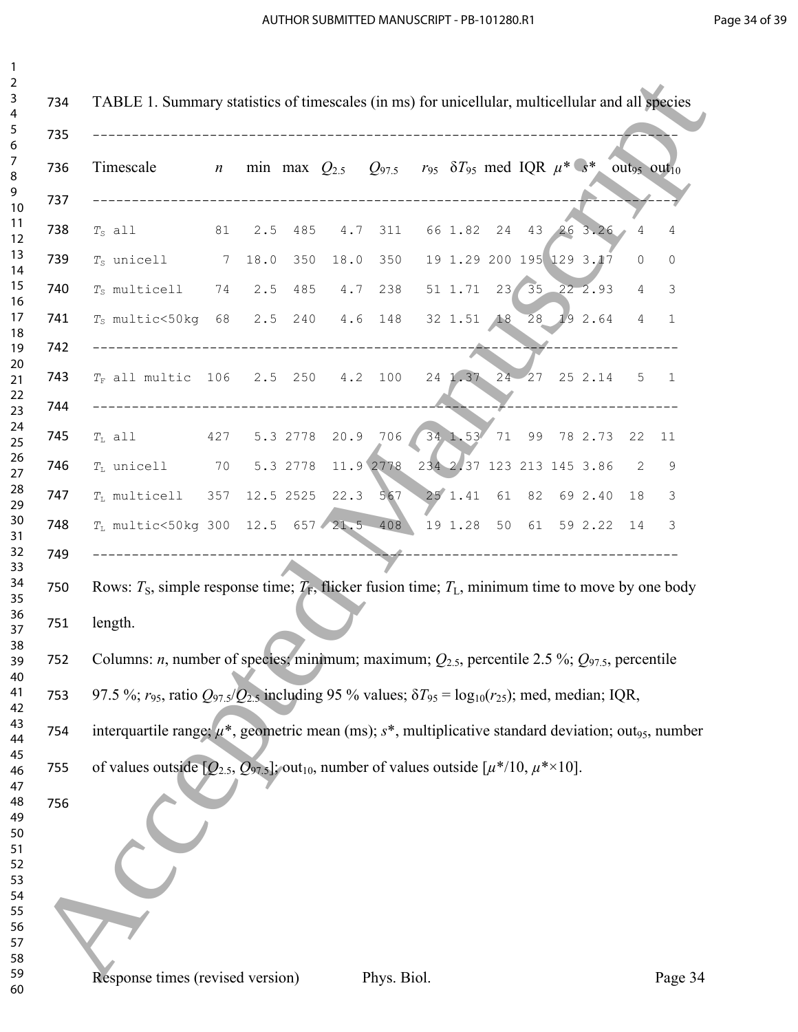TABLE 1. Summary statistics of timescales (in ms) for unicellular, multicellular and all species

| Timescale | $n$ | min | max | $Q_{2.5}$ | $Q_{97.5}$ | $r_{95}$ | $\delta T_{95}$ | med | IQR | $\mu^*$ | $s^*$ | $\text{out}_{95}$ | $\text{out}_{10}$ |
|---|---|---|---|---|---|---|---|---|---|---|---|---|---|
| $T_S$ all | 81 | 2.5 | 485 | 4.7 | 311 | 66 | 1.82 | 24 | 43 | 26 | 3.26 | 4 | 4 |
| $T_S$ unicell | 7 | 18.0 | 350 | 18.0 | 350 | 19 | 1.29 | 200 | 195 | 129 | 3.17 | 0 | 0 |
| $T_S$ multicell | 74 | 2.5 | 485 | 4.7 | 238 | 51 | 1.71 | 23 | 35 | 22 | 2.93 | 4 | 3 |
| $T_S$ multic<50kg | 68 | 2.5 | 240 | 4.6 | 148 | 32 | 1.51 | 18 | 28 | 19 | 2.64 | 4 | 1 |
| $T_F$ all multic | 106 | 2.5 | 250 | 4.2 | 100 | 24 | 1.37 | 24 | 27 | 25 | 2.14 | 5 | 1 |
| $T_L$ all | 427 | 5.3 | 2778 | 20.9 | 706 | 34 | 1.53 | 71 | 99 | 78 | 2.73 | 22 | 11 |
| $T_L$ unicell | 70 | 5.3 | 2778 | 11.9 | 2778 | 234 | 2.37 | 123 | 213 | 145 | 3.86 | 2 | 9 |
| $T_L$ multicell | 357 | 12.5 | 2525 | 22.3 | 567 | 25 | 1.41 | 61 | 82 | 69 | 2.40 | 18 | 3 |
| $T_L$ multic<50kg | 300 | 12.5 | 657 | 21.5 | 408 | 19 | 1.28 | 50 | 61 | 59 | 2.22 | 14 | 3 |

Rows: $T_S$, simple response time; $T_F$, flicker fusion time; $T_L$, minimum time to move by one body length.

Columns: $n$, number of species; minimum; maximum; $Q_{2.5}$, percentile 2.5 %; $Q_{97.5}$, percentile 97.5 %; $r_{95}$, ratio $Q_{97.5}/Q_{2.5}$ including 95 % values; $\delta T_{95} = \log_{10}(r_{25})$; med, median; IQR, interquartile range; $\mu^*$, geometric mean (ms); $s^*$, multiplicative standard deviation; $\text{out}_{95}$, number of values outside $[Q_{2.5}, Q_{97.5}]$; $\text{out}_{10}$, number of values outside $[\mu^*/10, \mu^*\times 10]$.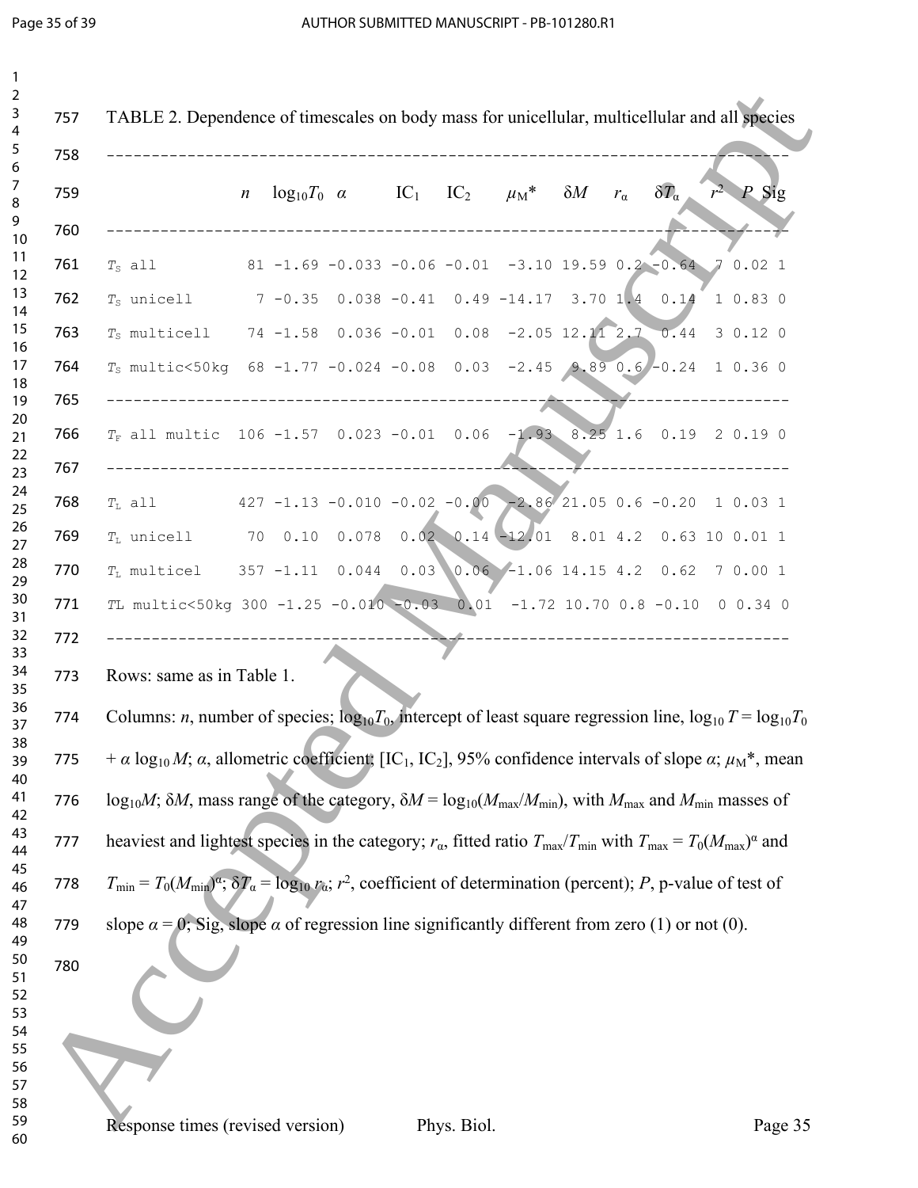TABLE 2. Dependence of timescales on body mass for unicellular, multicellular and all species

| | $n$ | $\log_{10}T_0$ | $\alpha$ | $IC_1$ | $IC_2$ | $\mu_M$* | $\delta M$ | $r_\alpha$ | $\delta T_\alpha$ | $r^2$ | $P$ | Sig |
|---|---|---|---|---|---|---|---|---|---|---|---|---|
| $T_S$ all | 81 | -1.69 | -0.033 | -0.06 | -0.01 | -3.10 | 19.59 | 0.2 | -0.64 | 7 | 0.02 | 1 |
| $T_S$ unicell | 7 | -0.35 | 0.038 | -0.41 | 0.49 | -14.17 | 3.70 | 1.4 | 0.14 | 1 | 0.83 | 0 |
| $T_S$ multicell | 74 | -1.58 | 0.036 | -0.01 | 0.08 | -2.05 | 12.11 | 2.7 | 0.44 | 3 | 0.12 | 0 |
| $T_S$ multic<50kg | 68 | -1.77 | -0.024 | -0.08 | 0.03 | -2.45 | 9.89 | 0.6 | -0.24 | 1 | 0.36 | 0 |
| $T_F$ all multic | 106 | -1.57 | 0.023 | -0.01 | 0.06 | -1.93 | 8.25 | 1.6 | 0.19 | 2 | 0.19 | 0 |
| $T_L$ all | 427 | -1.13 | -0.010 | -0.02 | -0.00 | -2.86 | 21.05 | 0.6 | -0.20 | 1 | 0.03 | 1 |
| $T_L$ unicell | 70 | 0.10 | 0.078 | 0.02 | 0.14 | -12.01 | 8.01 | 4.2 | 0.63 | 10 | 0.01 | 1 |
| $T_L$ multicel | 357 | -1.11 | 0.044 | 0.03 | 0.06 | -1.06 | 14.15 | 4.2 | 0.62 | 7 | 0.00 | 1 |
| $TL$ multic<50kg | 300 | -1.25 | -0.010 | -0.03 | 0.01 | -1.72 | 10.70 | 0.8 | -0.10 | 0 | 0.34 | 0 |

Rows: same as in Table 1.

Columns: $n$, number of species; $\log_{10}T_0$, intercept of least square regression line, $\log_{10} T = \log_{10}T_0 + \alpha \log_{10} M$; $\alpha$, allometric coefficient; [$IC_1$, $IC_2$], 95% confidence intervals of slope $\alpha$; $\mu_M$*, mean $\log_{10}M$; $\delta M$, mass range of the category, $\delta M = \log_{10}(M_{max}/M_{min})$, with $M_{max}$ and $M_{min}$ masses of heaviest and lightest species in the category; $r_\alpha$, fitted ratio $T_{max}/T_{min}$ with $T_{max} = T_0(M_{max})^\alpha$ and $T_{min} = T_0(M_{min})^\alpha$; $\delta T_\alpha = \log_{10} r_\alpha$; $r^2$, coefficient of determination (percent); $P$, p-value of test of slope $\alpha = 0$; Sig, slope $\alpha$ of regression line significantly different from zero (1) or not (0).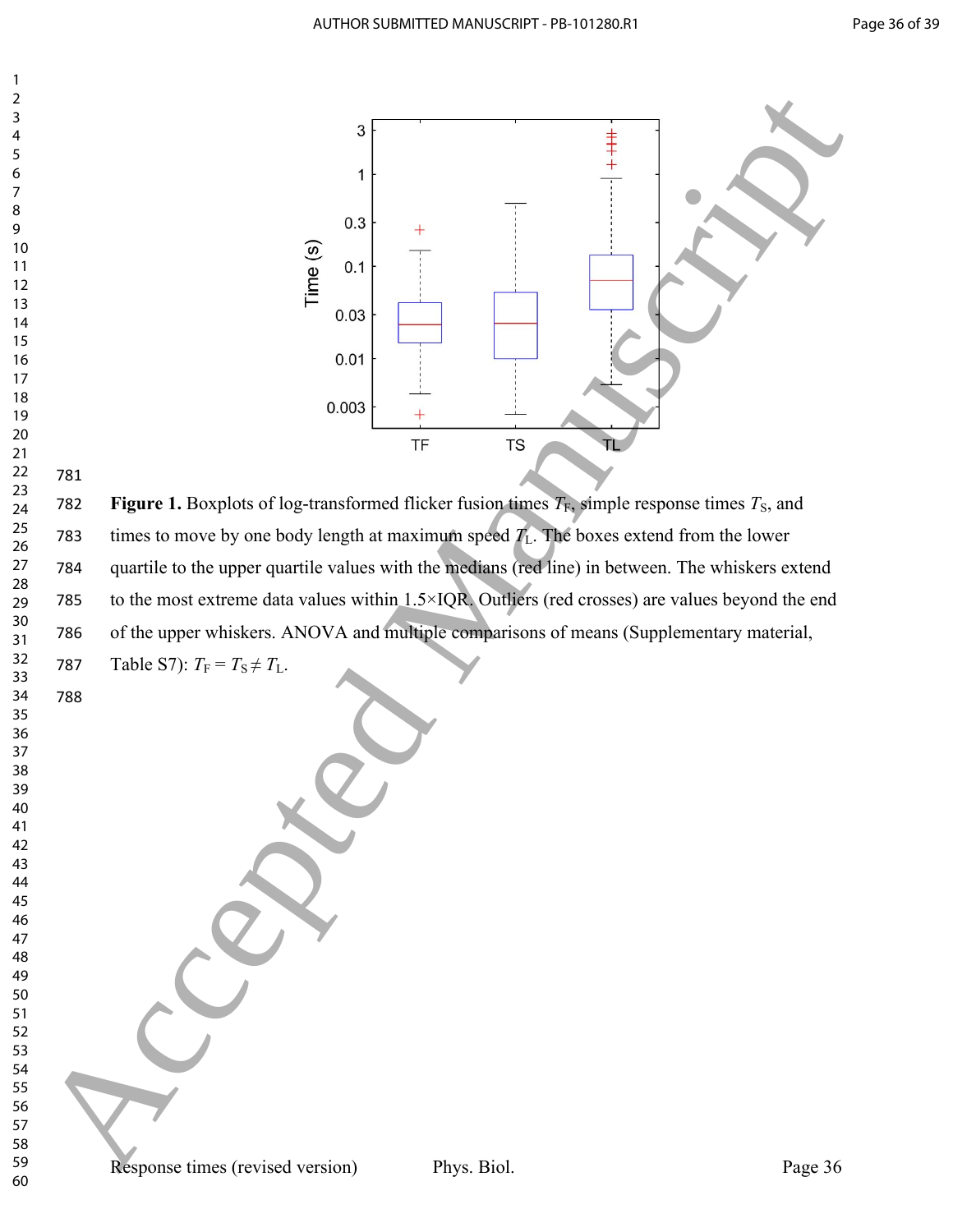**Figure 1.** Boxplots of log-transformed flicker fusion times $T_F$, simple response times $T_S$, and times to move by one body length at maximum speed $T_L$. The boxes extend from the lower quartile to the upper quartile values with the medians (red line) in between. The whiskers extend to the most extreme data values within 1.5×IQR. Outliers (red crosses) are values beyond the end of the upper whiskers. ANOVA and multiple comparisons of means (Supplementary material, Table S7): $T_F = T_S \neq T_L$.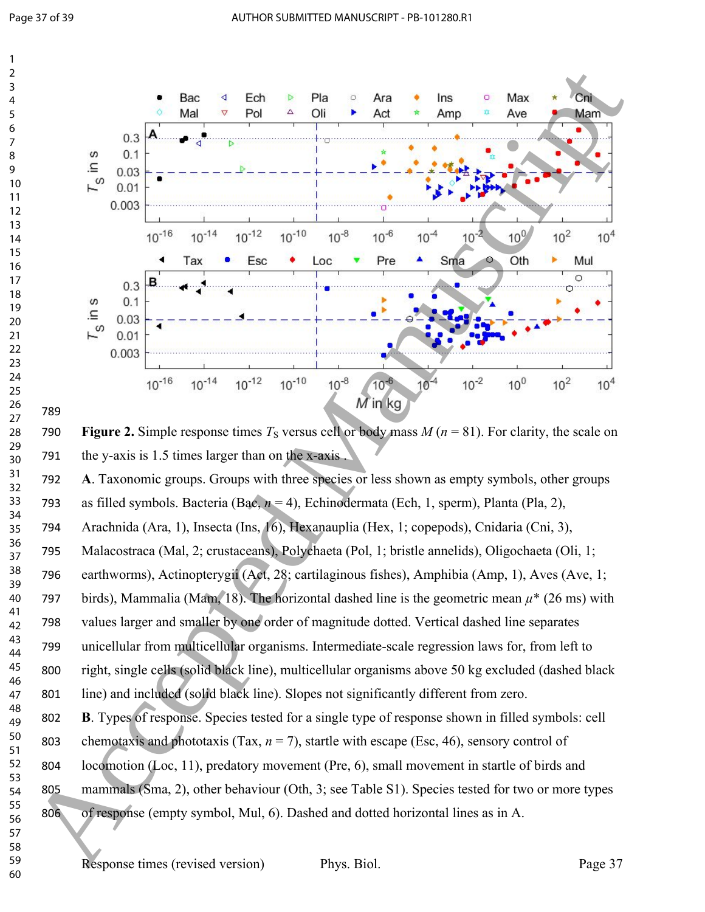**Figure 2.** Simple response times $T_S$ versus cell or body mass $M$ ($n$ = 81). For clarity, the scale on the y-axis is 1.5 times larger than on the x-axis .

**A**. Taxonomic groups. Groups with three species or less shown as empty symbols, other groups as filled symbols. Bacteria (Bac, $n$ = 4), Echinodermata (Ech, 1, sperm), Planta (Pla, 2), Arachnida (Ara, 1), Insecta (Ins, 16), Hexanauplia (Hex, 1; copepods), Cnidaria (Cni, 3), Malacostraca (Mal, 2; crustaceans), Polychaeta (Pol, 1; bristle annelids), Oligochaeta (Oli, 1; earthworms), Actinopterygii (Act, 28; cartilaginous fishes), Amphibia (Amp, 1), Aves (Ave, 1; birds), Mammalia (Mam, 18). The horizontal dashed line is the geometric mean $\mu^*$ (26 ms) with values larger and smaller by one order of magnitude dotted. Vertical dashed line separates unicellular from multicellular organisms. Intermediate-scale regression laws for, from left to right, single cells (solid black line), multicellular organisms above 50 kg excluded (dashed black line) and included (solid black line). Slopes not significantly different from zero.

**B**. Types of response. Species tested for a single type of response shown in filled symbols: cell chemotaxis and phototaxis (Tax, $n$ = 7), startle with escape (Esc, 46), sensory control of locomotion (Loc, 11), predatory movement (Pre, 6), small movement in startle of birds and mammals (Sma, 2), other behaviour (Oth, 3; see Table S1). Species tested for two or more types of response (empty symbol, Mul, 6). Dashed and dotted horizontal lines as in A.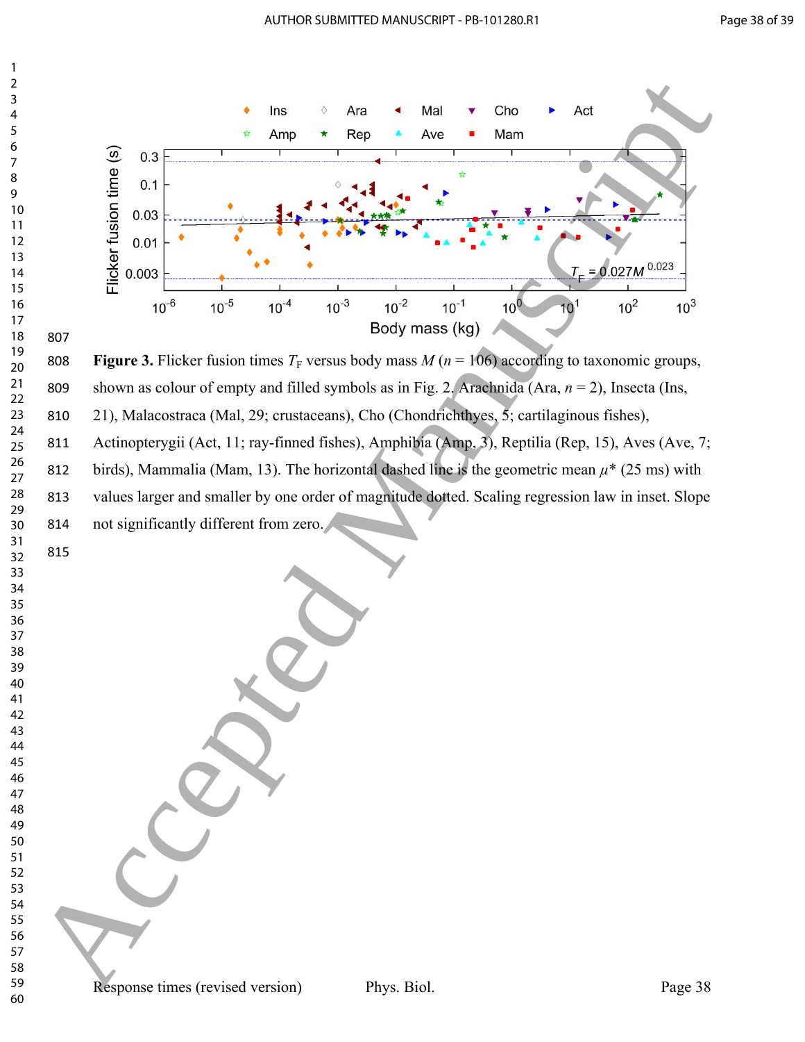**Figure 3.** Flicker fusion times $T_F$ versus body mass $M$ ($n$ = 106) according to taxonomic groups, shown as colour of empty and filled symbols as in Fig. 2. Arachnida (Ara, $n$ = 2), Insecta (Ins, 21), Malacostraca (Mal, 29; crustaceans), Cho (Chondrichthyes, 5; cartilaginous fishes), Actinopterygii (Act, 11; ray-finned fishes), Amphibia (Amp, 3), Reptilia (Rep, 15), Aves (Ave, 7; birds), Mammalia (Mam, 13). The horizontal dashed line is the geometric mean $\mu^*$ (25 ms) with values larger and smaller by one order of magnitude dotted. Scaling regression law in inset. Slope not significantly different from zero.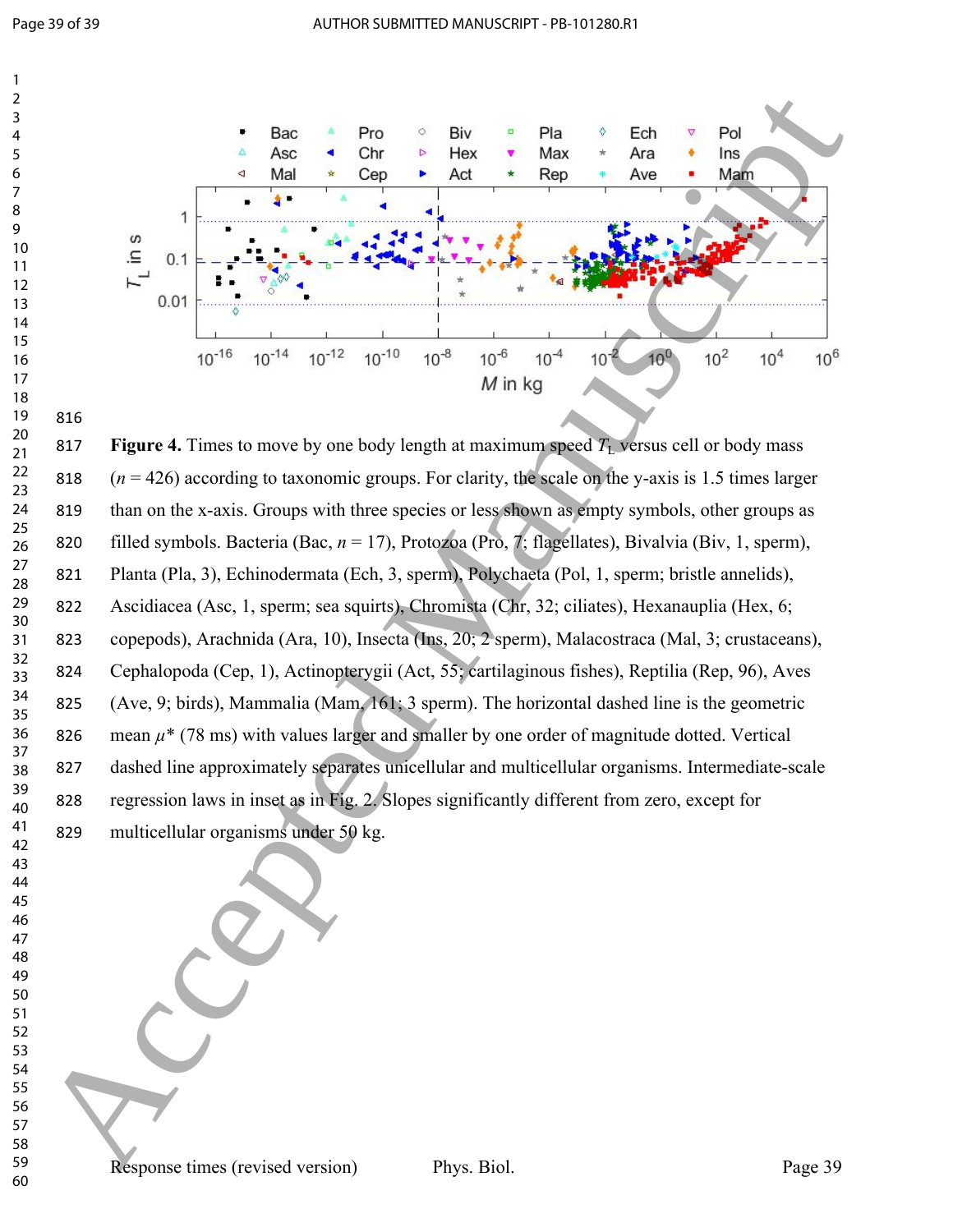Bac Asc Mal Pro Chr Cep Biv Hex Act Pla Max Rep Ech Ara Ave Pol Ins Mam

$T_L$ in s

1

0.1

0.01

$10^{-16}$ $10^{-14}$ $10^{-12}$ $10^{-10}$ $10^{-8}$ $10^{-6}$ $10^{-4}$ $10^{-2}$ $10^{0}$ $10^{2}$ $10^{4}$ $10^{6}$

$M$ in kg

**Figure 4.** Times to move by one body length at maximum speed $T_L$ versus cell or body mass ($n$ = 426) according to taxonomic groups. For clarity, the scale on the y-axis is 1.5 times larger than on the x-axis. Groups with three species or less shown as empty symbols, other groups as filled symbols. Bacteria (Bac, $n$ = 17), Protozoa (Pro, 7; flagellates), Bivalvia (Biv, 1, sperm), Planta (Pla, 3), Echinodermata (Ech, 3, sperm), Polychaeta (Pol, 1, sperm; bristle annelids), Ascidiacea (Asc, 1, sperm; sea squirts), Chromista (Chr, 32; ciliates), Hexanauplia (Hex, 6; copepods), Arachnida (Ara, 10), Insecta (Ins, 20; 2 sperm), Malacostraca (Mal, 3; crustaceans), Cephalopoda (Cep, 1), Actinopterygii (Act, 55; cartilaginous fishes), Reptilia (Rep, 96), Aves (Ave, 9; birds), Mammalia (Mam, 161; 3 sperm). The horizontal dashed line is the geometric mean $\mu^*$ (78 ms) with values larger and smaller by one order of magnitude dotted. Vertical dashed line approximately separates unicellular and multicellular organisms. Intermediate-scale regression laws in inset as in Fig. 2. Slopes significantly different from zero, except for multicellular organisms under 50 kg.